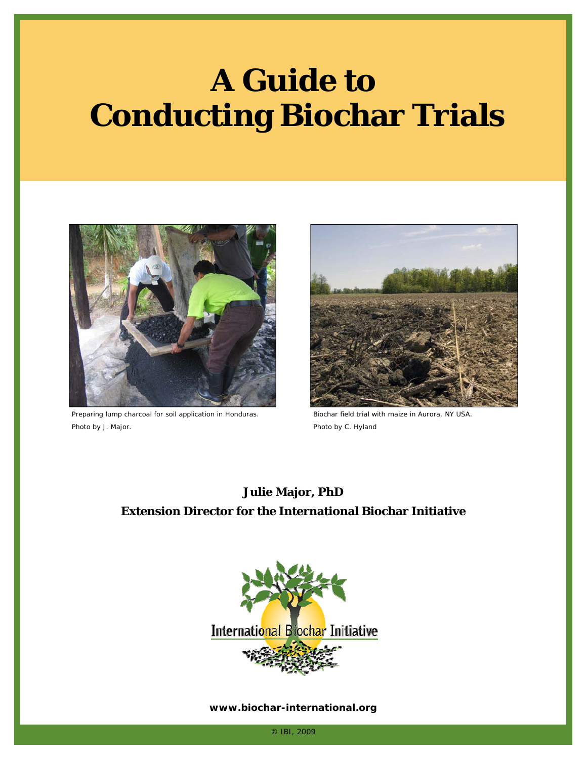# A Guide to Conducting Biochar Trials

Preparing lump charcoal for soil application in Honduras.
Photo by J. Major.

Biochar field trial with maize in Aurora, NY USA.
Photo by C. Hyland

**Julie Major, PhD**

**Extension Director for the International Biochar Initiative**

International Biochar Initiative

**www.biochar-international.org**

© IBI, 2009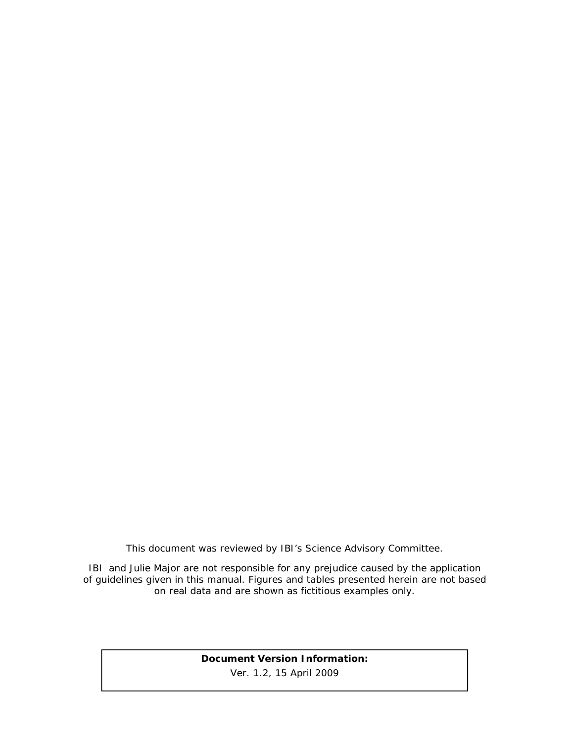This document was reviewed by IBI's Science Advisory Committee.

IBI and Julie Major are not responsible for any prejudice caused by the application of guidelines given in this manual. Figures and tables presented herein are not based on real data and are shown as fictitious examples only.

**Document Version Information:**

Ver. 1.2, 15 April 2009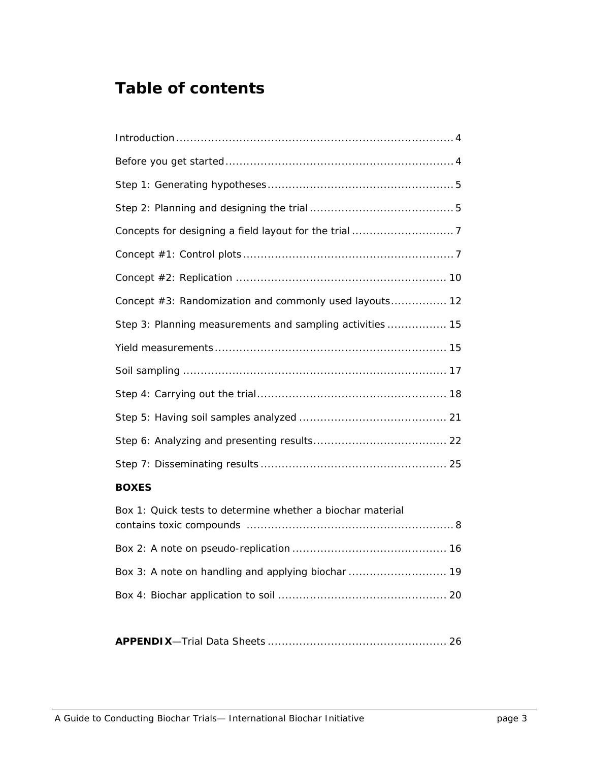# Table of contents

Introduction .............................................................................. 4

Before you get started ................................................................ 4

Step 1: Generating hypotheses .................................................... 5

Step 2: Planning and designing the trial ........................................ 5

Concepts for designing a field layout for the trial ............................ 7

Concept #1: Control plots ............................................................ 7

Concept #2: Replication ............................................................ 10

Concept #3: Randomization and commonly used layouts ................ 12

Step 3: Planning measurements and sampling activities ................. 15

Yield measurements ................................................................. 15

Soil sampling .......................................................................... 17

Step 4: Carrying out the trial ...................................................... 18

Step 5: Having soil samples analyzed .......................................... 21

Step 6: Analyzing and presenting results ...................................... 22

Step 7: Disseminating results ..................................................... 25

**BOXES**

Box 1: Quick tests to determine whether a biochar material contains toxic compounds .......................................................... 8

Box 2: A note on pseudo-replication ............................................ 16

Box 3: A note on handling and applying biochar ............................ 19

Box 4: Biochar application to soil ................................................ 20

**APPENDIX**—Trial Data Sheets .................................................. 26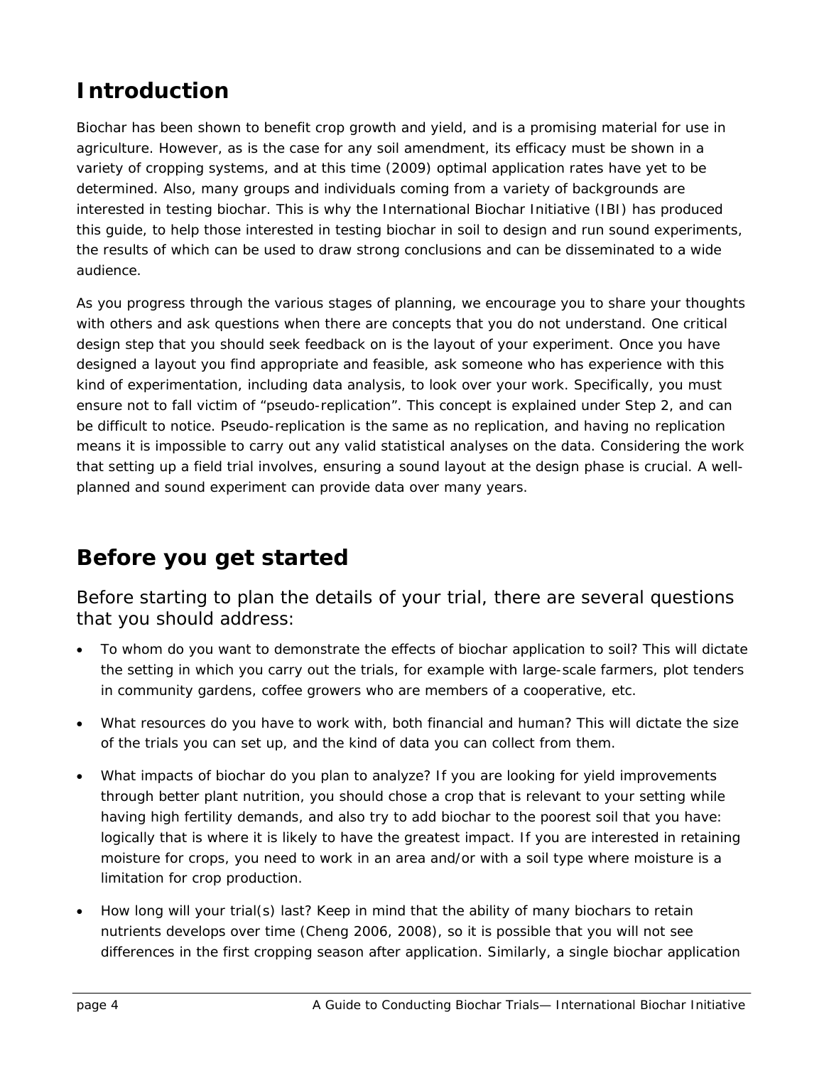# Introduction

Biochar has been shown to benefit crop growth and yield, and is a promising material for use in agriculture. However, as is the case for any soil amendment, its efficacy must be shown in a variety of cropping systems, and at this time (2009) optimal application rates have yet to be determined. Also, many groups and individuals coming from a variety of backgrounds are interested in testing biochar. This is why the International Biochar Initiative (IBI) has produced this guide, to help those interested in testing biochar in soil to design and run sound experiments, the results of which can be used to draw strong conclusions and can be disseminated to a wide audience.

As you progress through the various stages of planning, we encourage you to share your thoughts with others and ask questions when there are concepts that you do not understand. One critical design step that you should seek feedback on is the layout of your experiment. Once you have designed a layout you find appropriate and feasible, ask someone who has experience with this kind of experimentation, including data analysis, to look over your work. Specifically, you must ensure not to fall victim of "pseudo-replication". This concept is explained under Step 2, and can be difficult to notice. Pseudo-replication is the same as no replication, and having no replication means it is impossible to carry out any valid statistical analyses on the data. Considering the work that setting up a field trial involves, ensuring a sound layout at the design phase is crucial. A well-planned and sound experiment can provide data over many years.

# Before you get started

Before starting to plan the details of your trial, there are several questions that you should address:

- To whom do you want to demonstrate the effects of biochar application to soil? This will dictate the setting in which you carry out the trials, for example with large-scale farmers, plot tenders in community gardens, coffee growers who are members of a cooperative, etc.
- What resources do you have to work with, both financial and human? This will dictate the size of the trials you can set up, and the kind of data you can collect from them.
- What impacts of biochar do you plan to analyze? If you are looking for yield improvements through better plant nutrition, you should chose a crop that is relevant to your setting while having high fertility demands, and also try to add biochar to the poorest soil that you have: logically that is where it is likely to have the greatest impact. If you are interested in retaining moisture for crops, you need to work in an area and/or with a soil type where moisture is a limitation for crop production.
- How long will your trial(s) last? Keep in mind that the ability of many biochars to retain nutrients develops over time (Cheng 2006, 2008), so it is possible that you will not see differences in the first cropping season after application. Similarly, a single biochar application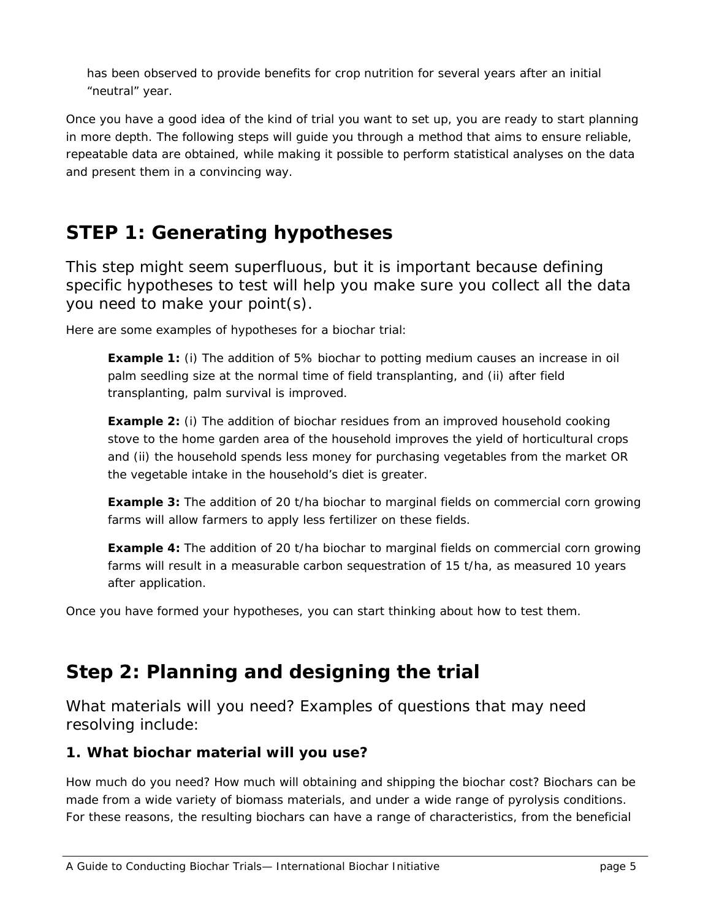has been observed to provide benefits for crop nutrition for several years after an initial "neutral" year.

Once you have a good idea of the kind of trial you want to set up, you are ready to start planning in more depth. The following steps will guide you through a method that aims to ensure reliable, repeatable data are obtained, while making it possible to perform statistical analyses on the data and present them in a convincing way.

## STEP 1: Generating hypotheses

This step might seem superfluous, but it is important because defining specific hypotheses to test will help you make sure you collect all the data you need to make your point(s).

Here are some examples of hypotheses for a biochar trial:

> **Example 1:** (i) The addition of 5% biochar to potting medium causes an increase in oil palm seedling size at the normal time of field transplanting, and (ii) after field transplanting, palm survival is improved.
>
> **Example 2:** (i) The addition of biochar residues from an improved household cooking stove to the home garden area of the household improves the yield of horticultural crops and (ii) the household spends less money for purchasing vegetables from the market OR the vegetable intake in the household's diet is greater.
>
> **Example 3:** The addition of 20 t/ha biochar to marginal fields on commercial corn growing farms will allow farmers to apply less fertilizer on these fields.
>
> **Example 4:** The addition of 20 t/ha biochar to marginal fields on commercial corn growing farms will result in a measurable carbon sequestration of 15 t/ha, as measured 10 years after application.

Once you have formed your hypotheses, you can start thinking about how to test them.

## Step 2: Planning and designing the trial

What materials will you need? Examples of questions that may need resolving include:

### 1. What biochar material will you use?

How much do you need? How much will obtaining and shipping the biochar cost? Biochars can be made from a wide variety of biomass materials, and under a wide range of pyrolysis conditions. For these reasons, the resulting biochars can have a range of characteristics, from the beneficial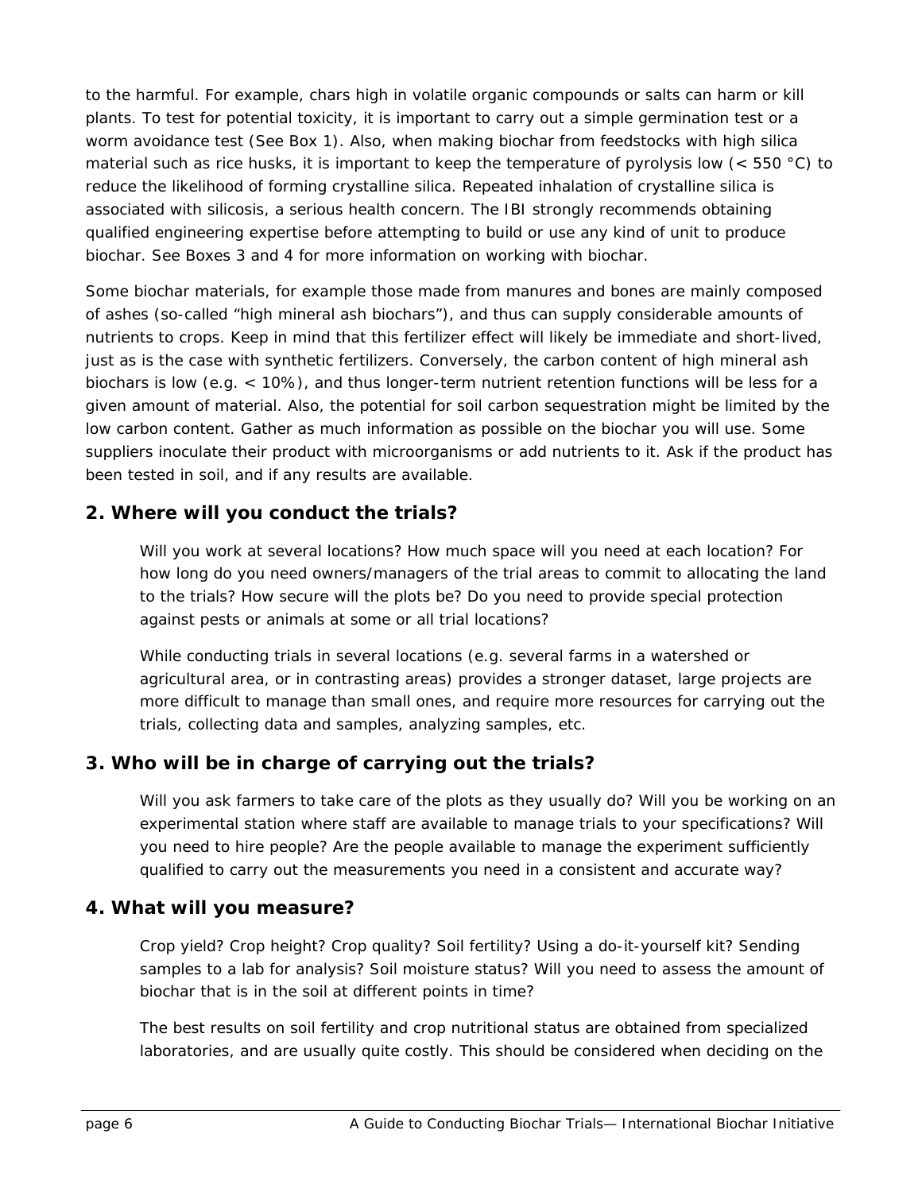to the harmful. For example, chars high in volatile organic compounds or salts can harm or kill plants. To test for potential toxicity, it is important to carry out a simple germination test or a worm avoidance test (See Box 1). Also, when making biochar from feedstocks with high silica material such as rice husks, it is important to keep the temperature of pyrolysis low (< 550 °C) to reduce the likelihood of forming crystalline silica. Repeated inhalation of crystalline silica is associated with silicosis, a serious health concern. The IBI strongly recommends obtaining qualified engineering expertise before attempting to build or use any kind of unit to produce biochar. See Boxes 3 and 4 for more information on working with biochar.

Some biochar materials, for example those made from manures and bones are mainly composed of ashes (so-called "high mineral ash biochars"), and thus can supply considerable amounts of nutrients to crops. Keep in mind that this fertilizer effect will likely be immediate and short-lived, just as is the case with synthetic fertilizers. Conversely, the carbon content of high mineral ash biochars is low (e.g. < 10%), and thus longer-term nutrient retention functions will be less for a given amount of material. Also, the potential for soil carbon sequestration might be limited by the low carbon content. Gather as much information as possible on the biochar you will use. Some suppliers inoculate their product with microorganisms or add nutrients to it. Ask if the product has been tested in soil, and if any results are available.

## 2. Where will you conduct the trials?

Will you work at several locations? How much space will you need at each location? For how long do you need owners/managers of the trial areas to commit to allocating the land to the trials? How secure will the plots be? Do you need to provide special protection against pests or animals at some or all trial locations?

While conducting trials in several locations (e.g. several farms in a watershed or agricultural area, or in contrasting areas) provides a stronger dataset, large projects are more difficult to manage than small ones, and require more resources for carrying out the trials, collecting data and samples, analyzing samples, etc.

## 3. Who will be in charge of carrying out the trials?

Will you ask farmers to take care of the plots as they usually do? Will you be working on an experimental station where staff are available to manage trials to your specifications? Will you need to hire people? Are the people available to manage the experiment sufficiently qualified to carry out the measurements you need in a consistent and accurate way?

## 4. What will you measure?

Crop yield? Crop height? Crop quality? Soil fertility? Using a do-it-yourself kit? Sending samples to a lab for analysis? Soil moisture status? Will you need to assess the amount of biochar that is in the soil at different points in time?

The best results on soil fertility and crop nutritional status are obtained from specialized laboratories, and are usually quite costly. This should be considered when deciding on the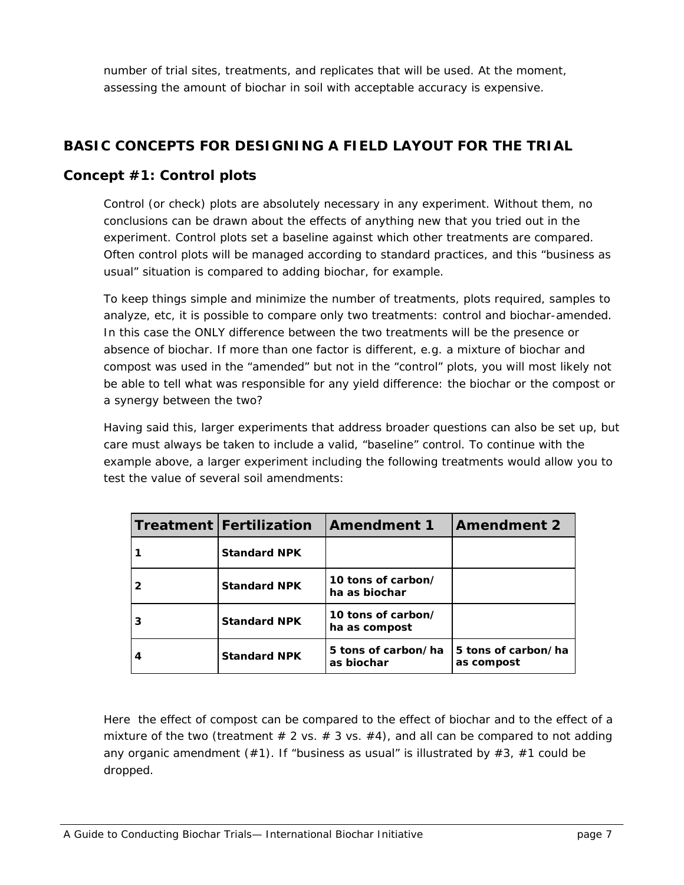number of trial sites, treatments, and replicates that will be used. At the moment, assessing the amount of biochar in soil with acceptable accuracy is expensive.

## BASIC CONCEPTS FOR DESIGNING A FIELD LAYOUT FOR THE TRIAL

### Concept #1: Control plots

Control (or check) plots are absolutely necessary in any experiment. Without them, no conclusions can be drawn about the effects of anything new that you tried out in the experiment. Control plots set a baseline against which other treatments are compared. Often control plots will be managed according to standard practices, and this "business as usual" situation is compared to adding biochar, for example.

To keep things simple and minimize the number of treatments, plots required, samples to analyze, etc, it is possible to compare only two treatments: control and biochar-amended. In this case the ONLY difference between the two treatments will be the presence or absence of biochar. If more than one factor is different, e.g. a mixture of biochar and compost was used in the "amended" but not in the "control" plots, you will most likely not be able to tell what was responsible for any yield difference: the biochar or the compost or a synergy between the two?

Having said this, larger experiments that address broader questions can also be set up, but care must always be taken to include a valid, "baseline" control. To continue with the example above, a larger experiment including the following treatments would allow you to test the value of several soil amendments:

| Treatment | Fertilization | Amendment 1 | Amendment 2 |
|---|---|---|---|
| 1 | Standard NPK | | |
| 2 | Standard NPK | 10 tons of carbon/ ha as biochar | |
| 3 | Standard NPK | 10 tons of carbon/ ha as compost | |
| 4 | Standard NPK | 5 tons of carbon/ha as biochar | 5 tons of carbon/ha as compost |

Here the effect of compost can be compared to the effect of biochar and to the effect of a mixture of the two (treatment # 2 vs. # 3 vs. #4), and all can be compared to not adding any organic amendment (#1). If "business as usual" is illustrated by #3, #1 could be dropped.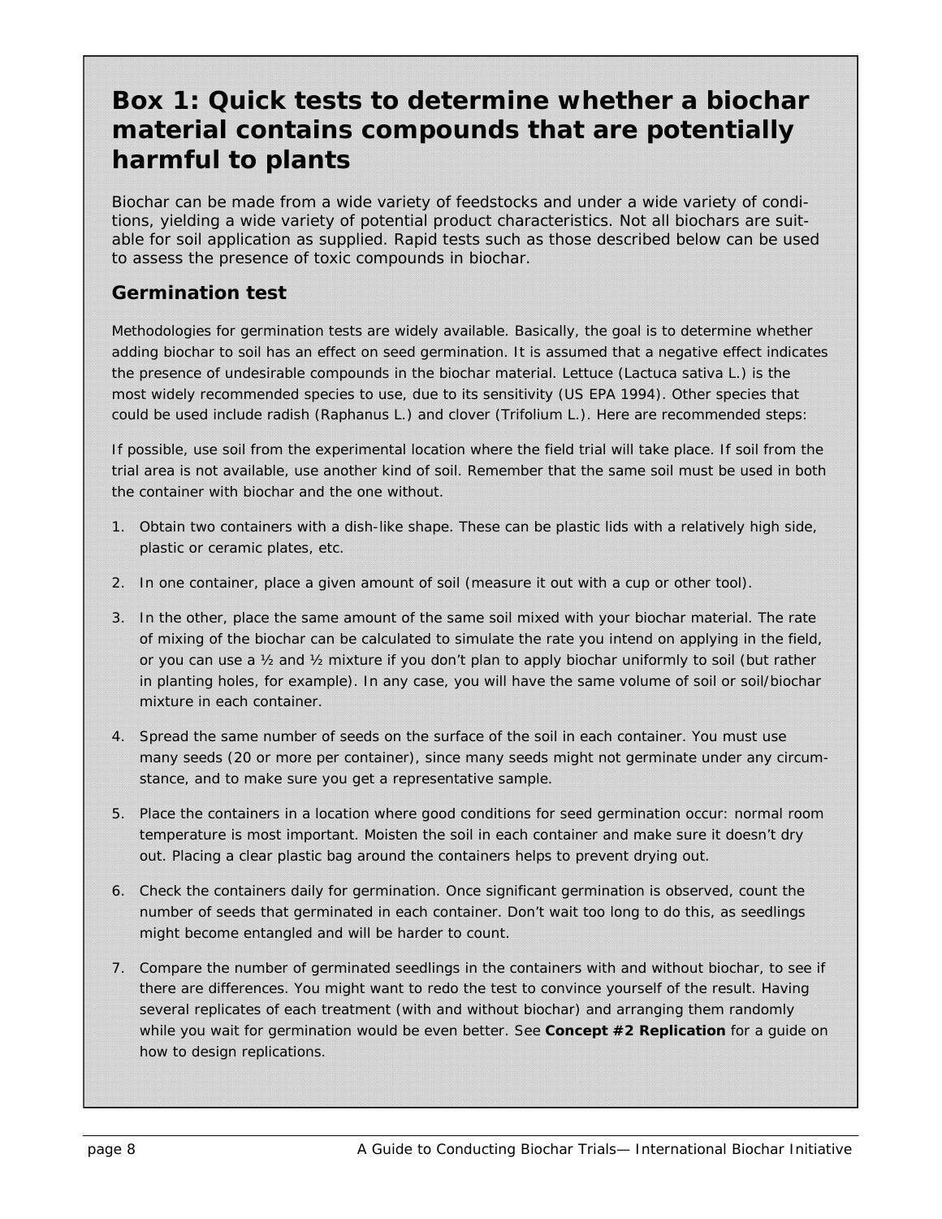## Box 1: Quick tests to determine whether a biochar material contains compounds that are potentially harmful to plants

Biochar can be made from a wide variety of feedstocks and under a wide variety of conditions, yielding a wide variety of potential product characteristics. Not all biochars are suitable for soil application as supplied. Rapid tests such as those described below can be used to assess the presence of toxic compounds in biochar.

### Germination test

Methodologies for germination tests are widely available. Basically, the goal is to determine whether adding biochar to soil has an effect on seed germination. It is assumed that a negative effect indicates the presence of undesirable compounds in the biochar material. Lettuce (Lactuca sativa L.) is the most widely recommended species to use, due to its sensitivity (US EPA 1994). Other species that could be used include radish (Raphanus L.) and clover (Trifolium L.). Here are recommended steps:

If possible, use soil from the experimental location where the field trial will take place. If soil from the trial area is not available, use another kind of soil. Remember that the same soil must be used in both the container with biochar and the one without.

1. Obtain two containers with a dish-like shape. These can be plastic lids with a relatively high side, plastic or ceramic plates, etc.
2. In one container, place a given amount of soil (measure it out with a cup or other tool).
3. In the other, place the same amount of the same soil mixed with your biochar material. The rate of mixing of the biochar can be calculated to simulate the rate you intend on applying in the field, or you can use a ½ and ½ mixture if you don't plan to apply biochar uniformly to soil (but rather in planting holes, for example). In any case, you will have the same volume of soil or soil/biochar mixture in each container.
4. Spread the same number of seeds on the surface of the soil in each container. You must use many seeds (20 or more per container), since many seeds might not germinate under any circumstance, and to make sure you get a representative sample.
5. Place the containers in a location where good conditions for seed germination occur: normal room temperature is most important. Moisten the soil in each container and make sure it doesn't dry out. Placing a clear plastic bag around the containers helps to prevent drying out.
6. Check the containers daily for germination. Once significant germination is observed, count the number of seeds that germinated in each container. Don't wait too long to do this, as seedlings might become entangled and will be harder to count.
7. Compare the number of germinated seedlings in the containers with and without biochar, to see if there are differences. You might want to redo the test to convince yourself of the result. Having several replicates of each treatment (with and without biochar) and arranging them randomly while you wait for germination would be even better. See **Concept #2 Replication** for a guide on how to design replications.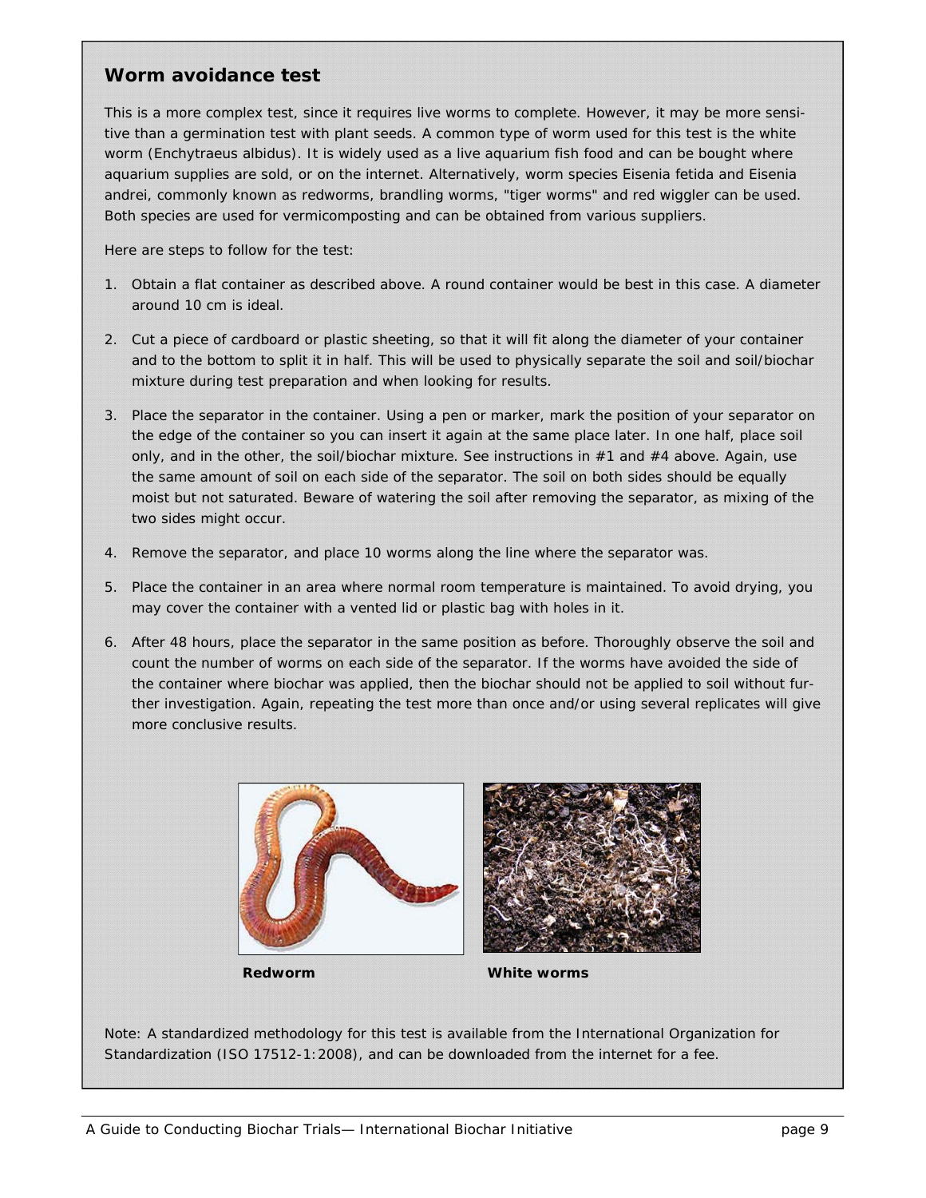## Worm avoidance test

This is a more complex test, since it requires live worms to complete. However, it may be more sensitive than a germination test with plant seeds. A common type of worm used for this test is the white worm (Enchytraeus albidus). It is widely used as a live aquarium fish food and can be bought where aquarium supplies are sold, or on the internet. Alternatively, worm species Eisenia fetida and Eisenia andrei, commonly known as redworms, brandling worms, "tiger worms" and red wiggler can be used. Both species are used for vermicomposting and can be obtained from various suppliers.

Here are steps to follow for the test:

1. Obtain a flat container as described above. A round container would be best in this case. A diameter around 10 cm is ideal.
2. Cut a piece of cardboard or plastic sheeting, so that it will fit along the diameter of your container and to the bottom to split it in half. This will be used to physically separate the soil and soil/biochar mixture during test preparation and when looking for results.
3. Place the separator in the container. Using a pen or marker, mark the position of your separator on the edge of the container so you can insert it again at the same place later. In one half, place soil only, and in the other, the soil/biochar mixture. See instructions in #1 and #4 above. Again, use the same amount of soil on each side of the separator. The soil on both sides should be equally moist but not saturated. Beware of watering the soil after removing the separator, as mixing of the two sides might occur.
4. Remove the separator, and place 10 worms along the line where the separator was.
5. Place the container in an area where normal room temperature is maintained. To avoid drying, you may cover the container with a vented lid or plastic bag with holes in it.
6. After 48 hours, place the separator in the same position as before. Thoroughly observe the soil and count the number of worms on each side of the separator. If the worms have avoided the side of the container where biochar was applied, then the biochar should not be applied to soil without further investigation. Again, repeating the test more than once and/or using several replicates will give more conclusive results.

**Redworm**

**White worms**

Note: A standardized methodology for this test is available from the International Organization for Standardization (ISO 17512-1:2008), and can be downloaded from the internet for a fee.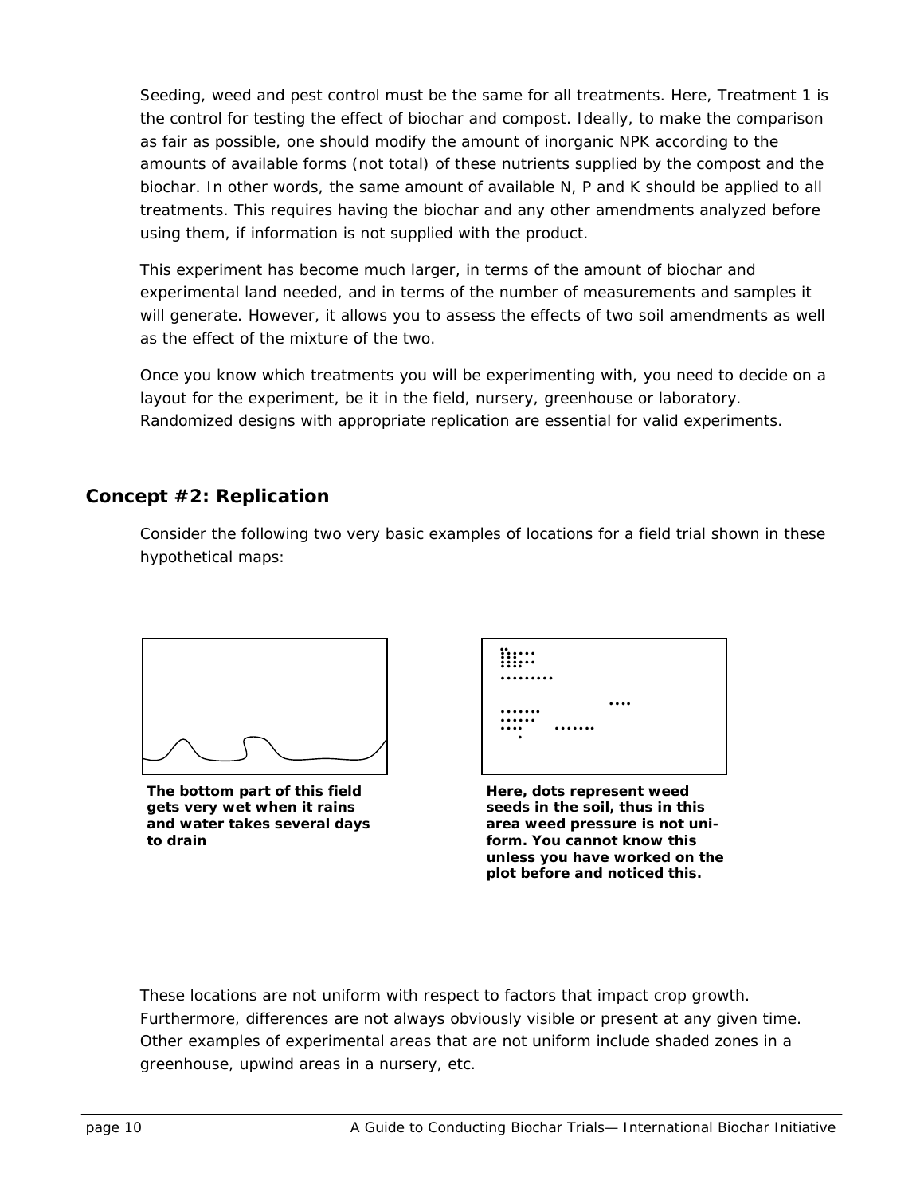Seeding, weed and pest control must be the same for all treatments. Here, Treatment 1 is the control for testing the effect of biochar and compost. Ideally, to make the comparison as fair as possible, one should modify the amount of inorganic NPK according to the amounts of available forms (not total) of these nutrients supplied by the compost and the biochar. In other words, the same amount of available N, P and K should be applied to all treatments. This requires having the biochar and any other amendments analyzed before using them, if information is not supplied with the product.

This experiment has become much larger, in terms of the amount of biochar and experimental land needed, and in terms of the number of measurements and samples it will generate. However, it allows you to assess the effects of two soil amendments as well as the effect of the mixture of the two.

Once you know which treatments you will be experimenting with, you need to decide on a layout for the experiment, be it in the field, nursery, greenhouse or laboratory. Randomized designs with appropriate replication are essential for valid experiments.

## Concept #2: Replication

Consider the following two very basic examples of locations for a field trial shown in these hypothetical maps:

**The bottom part of this field gets very wet when it rains and water takes several days to drain**

**Here, dots represent weed seeds in the soil, thus in this area weed pressure is not uniform. You cannot know this unless you have worked on the plot before and noticed this.**

These locations are not uniform with respect to factors that impact crop growth. Furthermore, differences are not always obviously visible or present at any given time. Other examples of experimental areas that are not uniform include shaded zones in a greenhouse, upwind areas in a nursery, etc.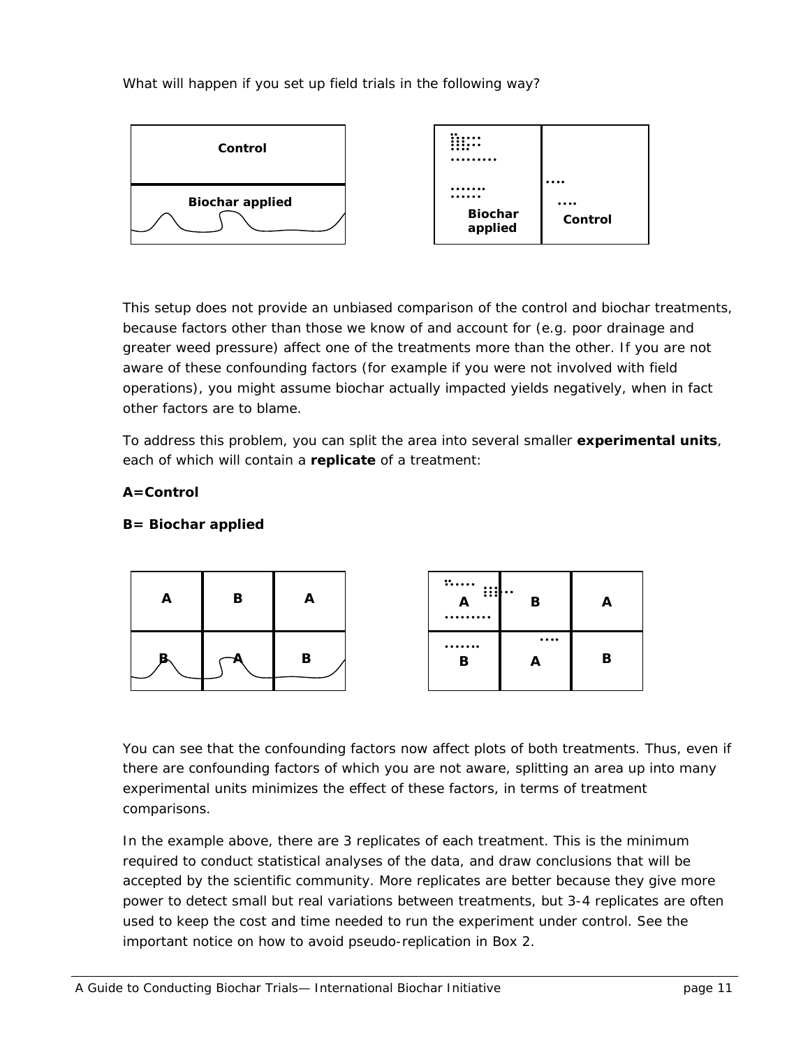What will happen if you set up field trials in the following way?

Control

Biochar applied

Biochar applied

Control

This setup does not provide an unbiased comparison of the control and biochar treatments, because factors other than those we know of and account for (e.g. poor drainage and greater weed pressure) affect one of the treatments more than the other. If you are not aware of these confounding factors (for example if you were not involved with field operations), you might assume biochar actually impacted yields negatively, when in fact other factors are to blame.

To address this problem, you can split the area into several smaller **experimental units**, each of which will contain a **replicate** of a treatment:

**A=Control**

**B= Biochar applied**

| A | B | A |
|---|---|---|
| B | A | B |

| A | B | A |
|---|---|---|
| B | A | B |

You can see that the confounding factors now affect plots of both treatments. Thus, even if there are confounding factors of which you are not aware, splitting an area up into many experimental units minimizes the effect of these factors, in terms of treatment comparisons.

In the example above, there are 3 replicates of each treatment. This is the minimum required to conduct statistical analyses of the data, and draw conclusions that will be accepted by the scientific community. More replicates are better because they give more power to detect small but real variations between treatments, but 3-4 replicates are often used to keep the cost and time needed to run the experiment under control. See the important notice on how to avoid pseudo-replication in Box 2.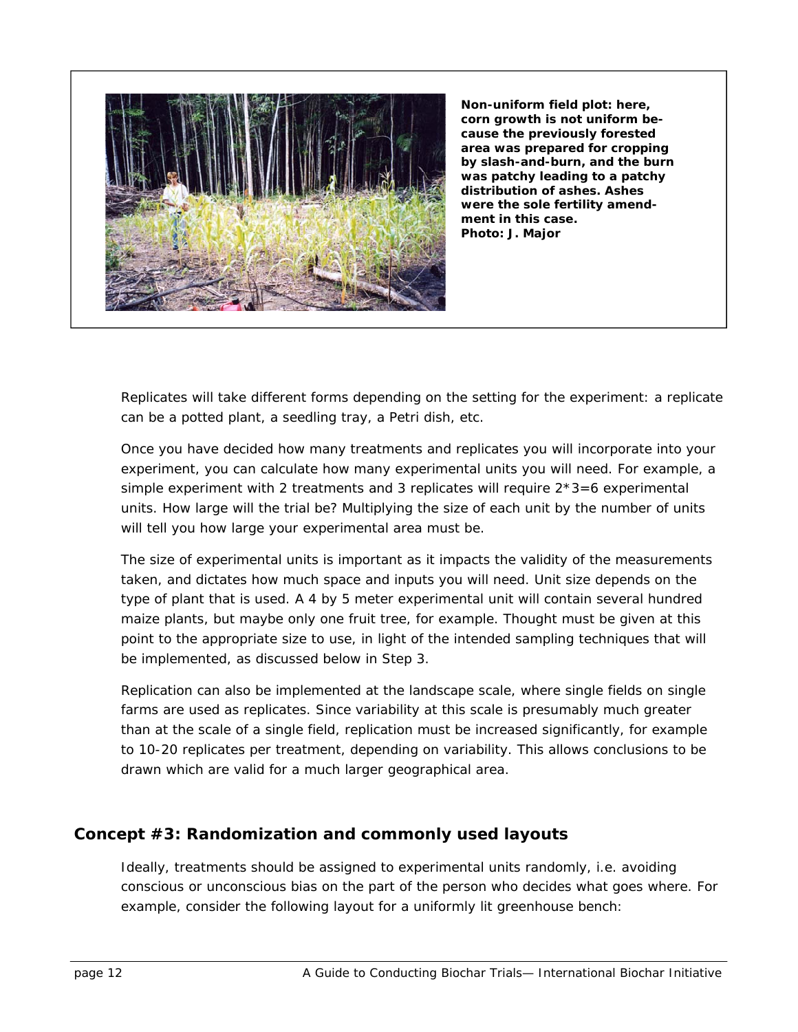**Non-uniform field plot: here, corn growth is not uniform because the previously forested area was prepared for cropping by slash-and-burn, and the burn was patchy leading to a patchy distribution of ashes. Ashes were the sole fertility amendment in this case.**
**Photo: J. Major**

Replicates will take different forms depending on the setting for the experiment: a replicate can be a potted plant, a seedling tray, a Petri dish, etc.

Once you have decided how many treatments and replicates you will incorporate into your experiment, you can calculate how many experimental units you will need. For example, a simple experiment with 2 treatments and 3 replicates will require $2*3=6$ experimental units. How large will the trial be? Multiplying the size of each unit by the number of units will tell you how large your experimental area must be.

The size of experimental units is important as it impacts the validity of the measurements taken, and dictates how much space and inputs you will need. Unit size depends on the type of plant that is used. A 4 by 5 meter experimental unit will contain several hundred maize plants, but maybe only one fruit tree, for example. Thought must be given at this point to the appropriate size to use, in light of the intended sampling techniques that will be implemented, as discussed below in Step 3.

Replication can also be implemented at the landscape scale, where single fields on single farms are used as replicates. Since variability at this scale is presumably much greater than at the scale of a single field, replication must be increased significantly, for example to 10-20 replicates per treatment, depending on variability. This allows conclusions to be drawn which are valid for a much larger geographical area.

## Concept #3: Randomization and commonly used layouts

Ideally, treatments should be assigned to experimental units randomly, i.e. avoiding conscious or unconscious bias on the part of the person who decides what goes where. For example, consider the following layout for a uniformly lit greenhouse bench: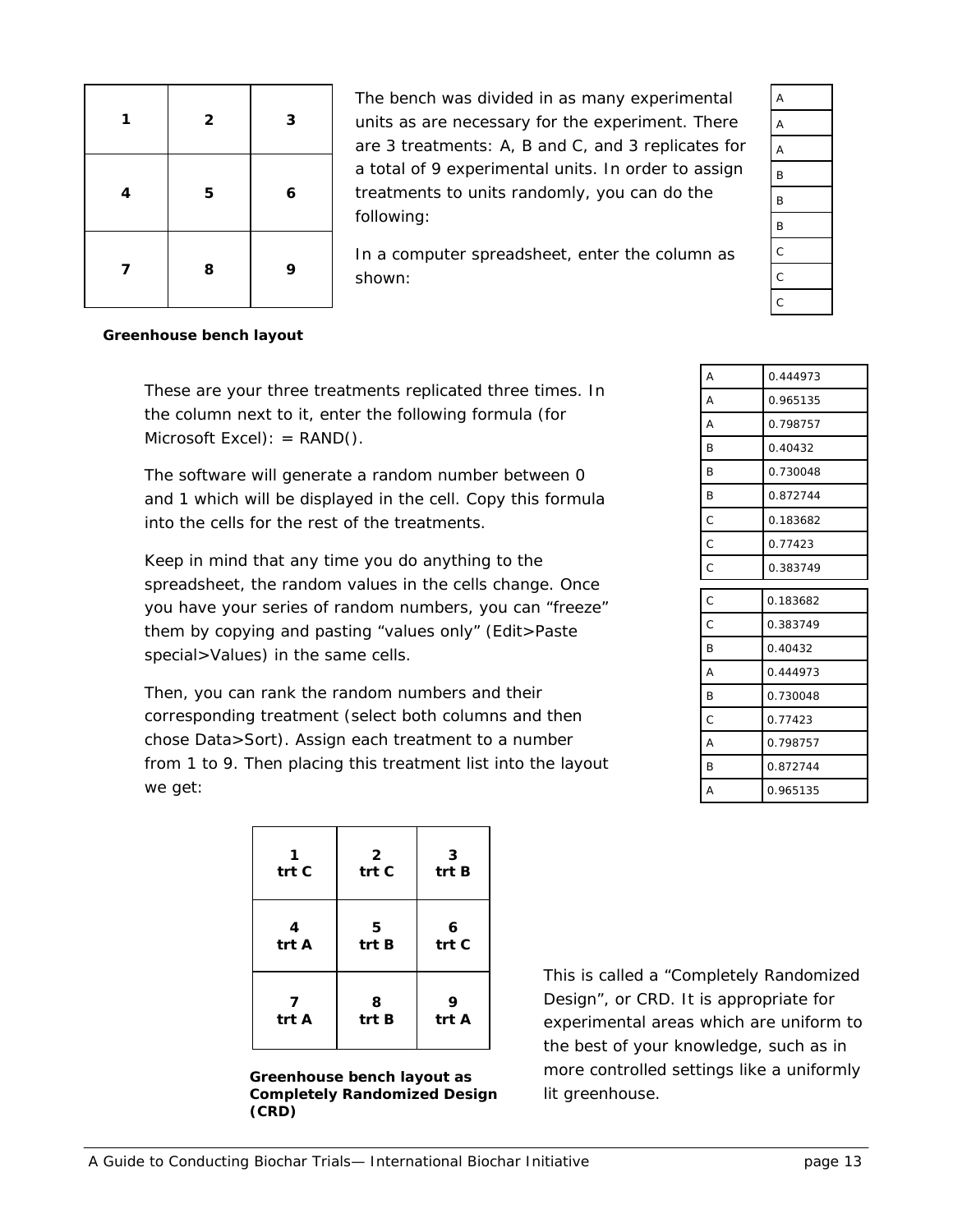| 1 | 2 | 3 |
|---|---|---|
| 4 | 5 | 6 |
| 7 | 8 | 9 |

**Greenhouse bench layout**

The bench was divided in as many experimental units as are necessary for the experiment. There are 3 treatments: A, B and C, and 3 replicates for a total of 9 experimental units. In order to assign treatments to units randomly, you can do the following:

In a computer spreadsheet, enter the column as shown:

| A |
|---|
| A |
| A |
| B |
| B |
| B |
| C |
| C |
| C |

These are your three treatments replicated three times. In the column next to it, enter the following formula (for Microsoft Excel): = RAND().

The software will generate a random number between 0 and 1 which will be displayed in the cell. Copy this formula into the cells for the rest of the treatments.

| A | 0.444973 |
|---|---|
| A | 0.965135 |
| A | 0.798757 |
| B | 0.40432 |
| B | 0.730048 |
| B | 0.872744 |
| C | 0.183682 |
| C | 0.77423 |
| C | 0.383749 |

Keep in mind that any time you do anything to the spreadsheet, the random values in the cells change. Once you have your series of random numbers, you can "freeze" them by copying and pasting "values only" (Edit>Paste special>Values) in the same cells.

Then, you can rank the random numbers and their corresponding treatment (select both columns and then chose Data>Sort). Assign each treatment to a number from 1 to 9. Then placing this treatment list into the layout we get:

| C | 0.183682 |
|---|---|
| C | 0.383749 |
| B | 0.40432 |
| A | 0.444973 |
| B | 0.730048 |
| C | 0.77423 |
| A | 0.798757 |
| B | 0.872744 |
| A | 0.965135 |

| 1 trt C | 2 trt C | 3 trt B |
|---|---|---|
| 4 trt A | 5 trt B | 6 trt C |
| 7 trt A | 8 trt B | 9 trt A |

**Greenhouse bench layout as Completely Randomized Design (CRD)**

This is called a "Completely Randomized Design", or CRD. It is appropriate for experimental areas which are uniform to the best of your knowledge, such as in more controlled settings like a uniformly lit greenhouse.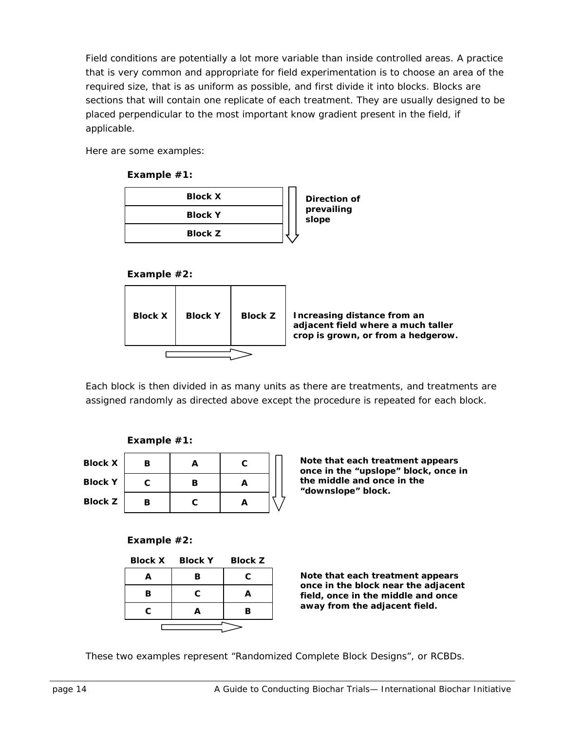Field conditions are potentially a lot more variable than inside controlled areas. A practice that is very common and appropriate for field experimentation is to choose an area of the required size, that is as uniform as possible, and first divide it into blocks. Blocks are sections that will contain one replicate of each treatment. They are usually designed to be placed perpendicular to the most important know gradient present in the field, if applicable.

Here are some examples:

**Example #1:**

| **Block X** |
|---|
| **Block Y** |
| **Block Z** |

**Direction of prevailing slope** (arrow pointing downward, from Block X to Block Z)

**Example #2:**

| **Block X** | **Block Y** | **Block Z** |
|---|---|---|

**Increasing distance from an adjacent field where a much taller crop is grown, or from a hedgerow.** (arrow pointing right, from Block X to Block Z)

Each block is then divided in as many units as there are treatments, and treatments are assigned randomly as directed above except the procedure is repeated for each block.

**Example #1:**

| | | | |
|---|---|---|---|
| **Block X** | **B** | **A** | **C** |
| **Block Y** | **C** | **B** | **A** |
| **Block Z** | **B** | **C** | **A** |

**Note that each treatment appears once in the "upslope" block, once in the middle and once in the "downslope" block.**

**Example #2:**

| **Block X** | **Block Y** | **Block Z** |
|---|---|---|
| **A** | **B** | **C** |
| **B** | **C** | **A** |
| **C** | **A** | **B** |

**Note that each treatment appears once in the block near the adjacent field, once in the middle and once away from the adjacent field.**

These two examples represent "Randomized Complete Block Designs", or RCBDs.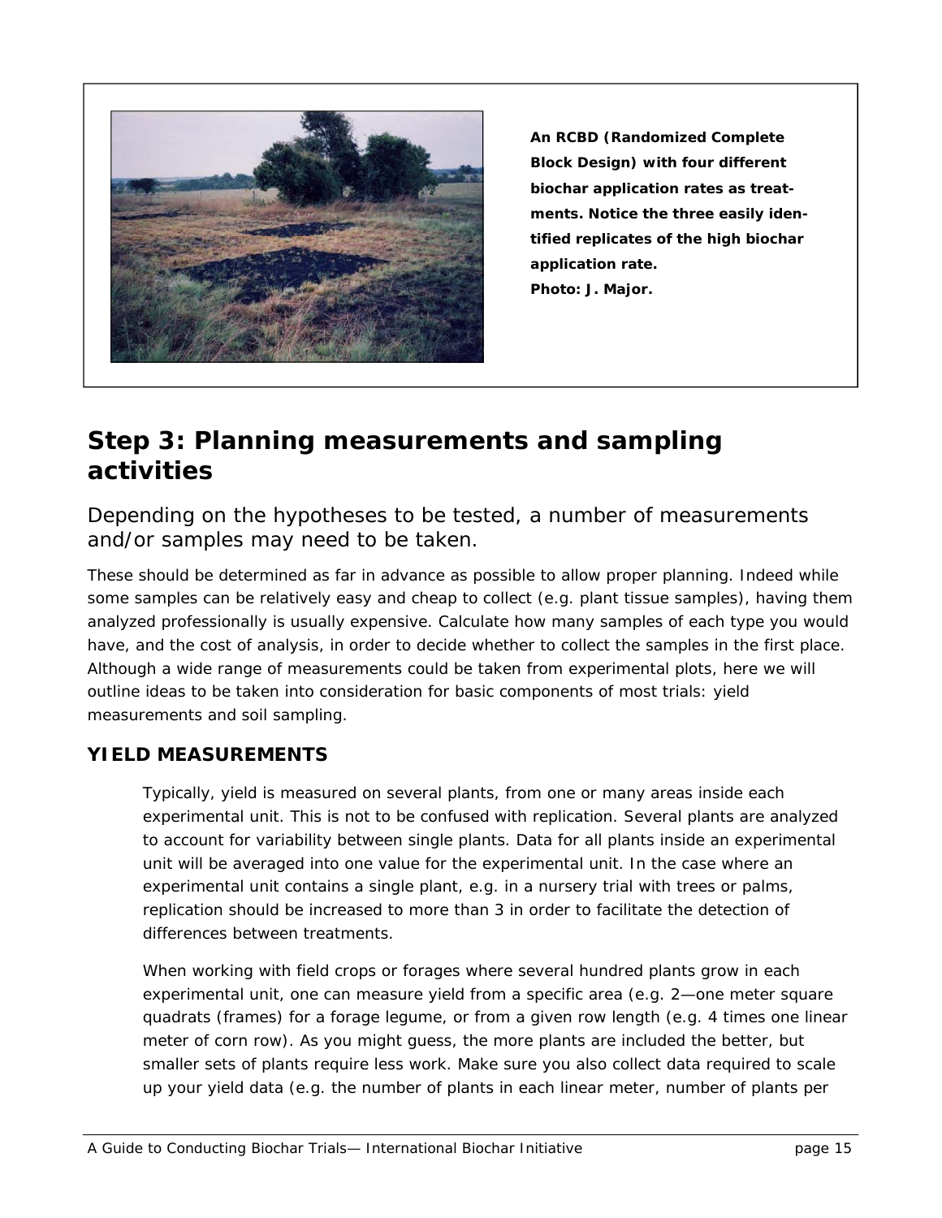An RCBD (Randomized Complete Block Design) with four different biochar application rates as treatments. Notice the three easily identified replicates of the high biochar application rate.
Photo: J. Major.

## Step 3: Planning measurements and sampling activities

Depending on the hypotheses to be tested, a number of measurements and/or samples may need to be taken.

These should be determined as far in advance as possible to allow proper planning. Indeed while some samples can be relatively easy and cheap to collect (e.g. plant tissue samples), having them analyzed professionally is usually expensive. Calculate how many samples of each type you would have, and the cost of analysis, in order to decide whether to collect the samples in the first place. Although a wide range of measurements could be taken from experimental plots, here we will outline ideas to be taken into consideration for basic components of most trials: yield measurements and soil sampling.

### YIELD MEASUREMENTS

Typically, yield is measured on several plants, from one or many areas inside each experimental unit. This is not to be confused with replication. Several plants are analyzed to account for variability between single plants. Data for all plants inside an experimental unit will be averaged into one value for the experimental unit. In the case where an experimental unit contains a single plant, e.g. in a nursery trial with trees or palms, replication should be increased to more than 3 in order to facilitate the detection of differences between treatments.

When working with field crops or forages where several hundred plants grow in each experimental unit, one can measure yield from a specific area (e.g. 2—one meter square quadrats (frames) for a forage legume, or from a given row length (e.g. 4 times one linear meter of corn row). As you might guess, the more plants are included the better, but smaller sets of plants require less work. Make sure you also collect data required to scale up your yield data (e.g. the number of plants in each linear meter, number of plants per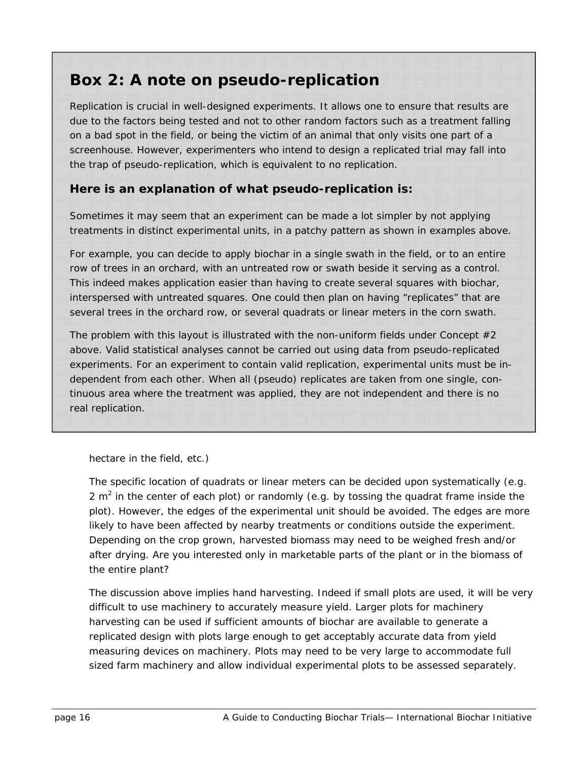## Box 2: A note on pseudo-replication

Replication is crucial in well-designed experiments. It allows one to ensure that results are due to the factors being tested and not to other random factors such as a treatment falling on a bad spot in the field, or being the victim of an animal that only visits one part of a screenhouse. However, experimenters who intend to design a replicated trial may fall into the trap of pseudo-replication, which is equivalent to no replication.

### Here is an explanation of what pseudo-replication is:

Sometimes it may seem that an experiment can be made a lot simpler by not applying treatments in distinct experimental units, in a patchy pattern as shown in examples above.

For example, you can decide to apply biochar in a single swath in the field, or to an entire row of trees in an orchard, with an untreated row or swath beside it serving as a control. This indeed makes application easier than having to create several squares with biochar, interspersed with untreated squares. One could then plan on having "replicates" that are several trees in the orchard row, or several quadrats or linear meters in the corn swath.

The problem with this layout is illustrated with the non-uniform fields under Concept #2 above. Valid statistical analyses cannot be carried out using data from pseudo-replicated experiments. For an experiment to contain valid replication, experimental units must be independent from each other. When all (pseudo) replicates are taken from one single, continuous area where the treatment was applied, they are not independent and there is no real replication.

hectare in the field, etc.)

The specific location of quadrats or linear meters can be decided upon systematically (e.g. 2 $m^2$ in the center of each plot) or randomly (e.g. by tossing the quadrat frame inside the plot). However, the edges of the experimental unit should be avoided. The edges are more likely to have been affected by nearby treatments or conditions outside the experiment. Depending on the crop grown, harvested biomass may need to be weighed fresh and/or after drying. Are you interested only in marketable parts of the plant or in the biomass of the entire plant?

The discussion above implies hand harvesting. Indeed if small plots are used, it will be very difficult to use machinery to accurately measure yield. Larger plots for machinery harvesting can be used if sufficient amounts of biochar are available to generate a replicated design with plots large enough to get acceptably accurate data from yield measuring devices on machinery. Plots may need to be very large to accommodate full sized farm machinery and allow individual experimental plots to be assessed separately.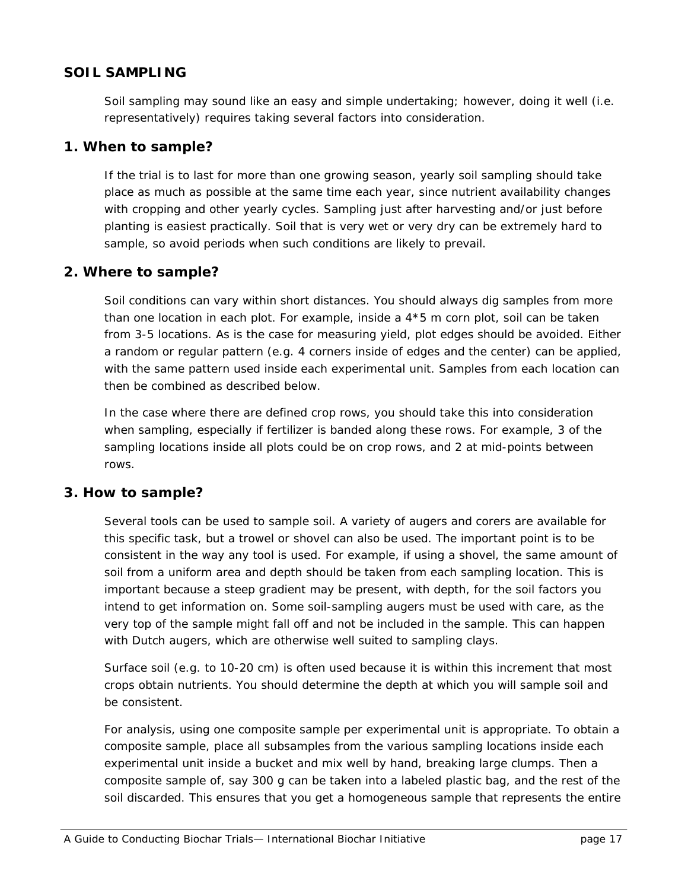## SOIL SAMPLING

Soil sampling may sound like an easy and simple undertaking; however, doing it well (i.e. representatively) requires taking several factors into consideration.

### 1. When to sample?

If the trial is to last for more than one growing season, yearly soil sampling should take place as much as possible at the same time each year, since nutrient availability changes with cropping and other yearly cycles. Sampling just after harvesting and/or just before planting is easiest practically. Soil that is very wet or very dry can be extremely hard to sample, so avoid periods when such conditions are likely to prevail.

### 2. Where to sample?

Soil conditions can vary within short distances. You should always dig samples from more than one location in each plot. For example, inside a 4*5 m corn plot, soil can be taken from 3-5 locations. As is the case for measuring yield, plot edges should be avoided. Either a random or regular pattern (e.g. 4 corners inside of edges and the center) can be applied, with the same pattern used inside each experimental unit. Samples from each location can then be combined as described below.

In the case where there are defined crop rows, you should take this into consideration when sampling, especially if fertilizer is banded along these rows. For example, 3 of the sampling locations inside all plots could be on crop rows, and 2 at mid-points between rows.

### 3. How to sample?

Several tools can be used to sample soil. A variety of augers and corers are available for this specific task, but a trowel or shovel can also be used. The important point is to be consistent in the way any tool is used. For example, if using a shovel, the same amount of soil from a uniform area and depth should be taken from each sampling location. This is important because a steep gradient may be present, with depth, for the soil factors you intend to get information on. Some soil-sampling augers must be used with care, as the very top of the sample might fall off and not be included in the sample. This can happen with Dutch augers, which are otherwise well suited to sampling clays.

Surface soil (e.g. to 10-20 cm) is often used because it is within this increment that most crops obtain nutrients. You should determine the depth at which you will sample soil and be consistent.

For analysis, using one composite sample per experimental unit is appropriate. To obtain a composite sample, place all subsamples from the various sampling locations inside each experimental unit inside a bucket and mix well by hand, breaking large clumps. Then a composite sample of, say 300 g can be taken into a labeled plastic bag, and the rest of the soil discarded. This ensures that you get a homogeneous sample that represents the entire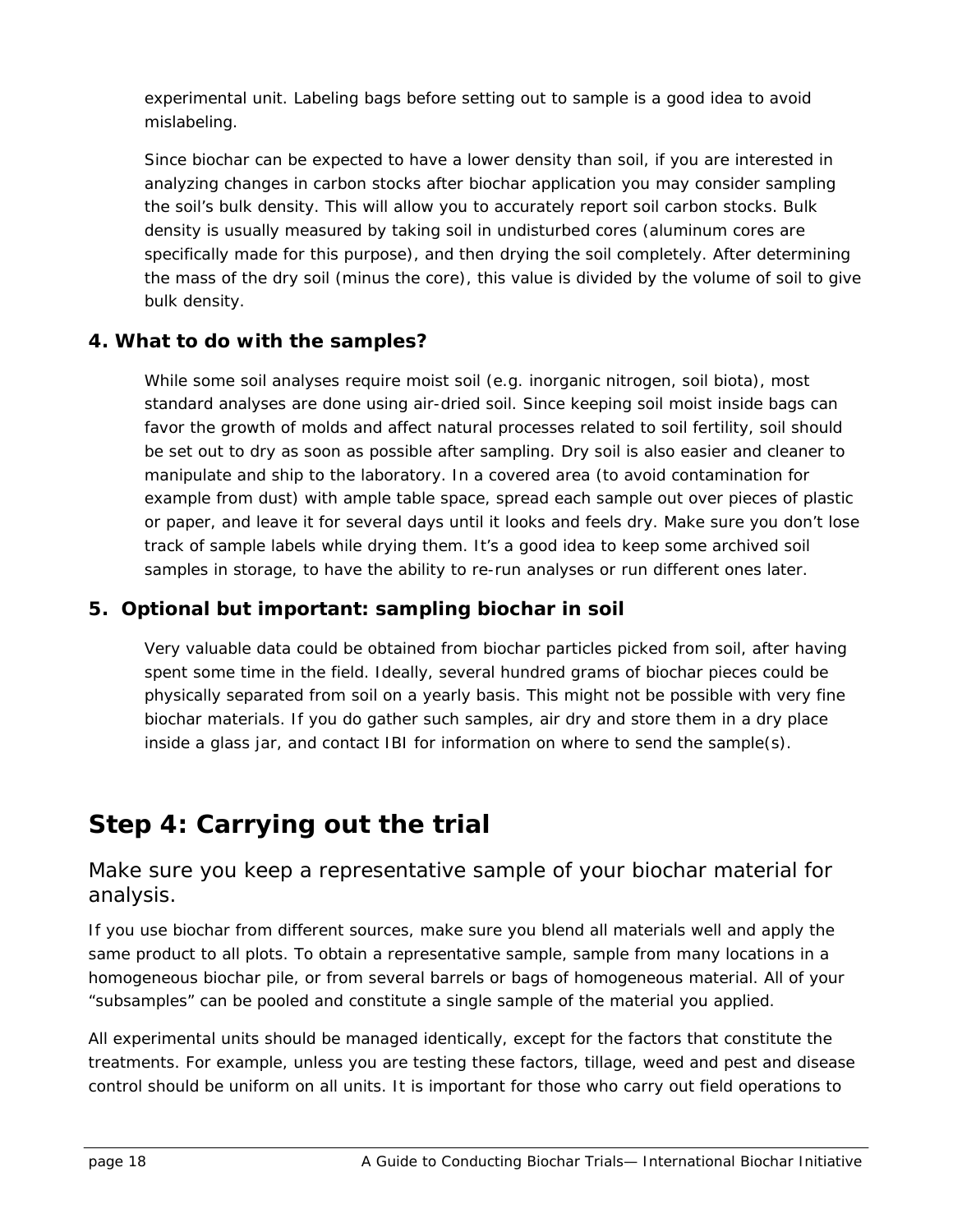experimental unit. Labeling bags before setting out to sample is a good idea to avoid mislabeling.

Since biochar can be expected to have a lower density than soil, if you are interested in analyzing changes in carbon stocks after biochar application you may consider sampling the soil's bulk density. This will allow you to accurately report soil carbon stocks. Bulk density is usually measured by taking soil in undisturbed cores (aluminum cores are specifically made for this purpose), and then drying the soil completely. After determining the mass of the dry soil (minus the core), this value is divided by the volume of soil to give bulk density.

### 4. What to do with the samples?

While some soil analyses require moist soil (e.g. inorganic nitrogen, soil biota), most standard analyses are done using air-dried soil. Since keeping soil moist inside bags can favor the growth of molds and affect natural processes related to soil fertility, soil should be set out to dry as soon as possible after sampling. Dry soil is also easier and cleaner to manipulate and ship to the laboratory. In a covered area (to avoid contamination for example from dust) with ample table space, spread each sample out over pieces of plastic or paper, and leave it for several days until it looks and feels dry. Make sure you don't lose track of sample labels while drying them. It's a good idea to keep some archived soil samples in storage, to have the ability to re-run analyses or run different ones later.

### 5. Optional but important: sampling biochar in soil

Very valuable data could be obtained from biochar particles picked from soil, after having spent some time in the field. Ideally, several hundred grams of biochar pieces could be physically separated from soil on a yearly basis. This might not be possible with very fine biochar materials. If you do gather such samples, air dry and store them in a dry place inside a glass jar, and contact IBI for information on where to send the sample(s).

# Step 4: Carrying out the trial

## Make sure you keep a representative sample of your biochar material for analysis.

If you use biochar from different sources, make sure you blend all materials well and apply the same product to all plots. To obtain a representative sample, sample from many locations in a homogeneous biochar pile, or from several barrels or bags of homogeneous material. All of your "subsamples" can be pooled and constitute a single sample of the material you applied.

All experimental units should be managed identically, except for the factors that constitute the treatments. For example, unless you are testing these factors, tillage, weed and pest and disease control should be uniform on all units. It is important for those who carry out field operations to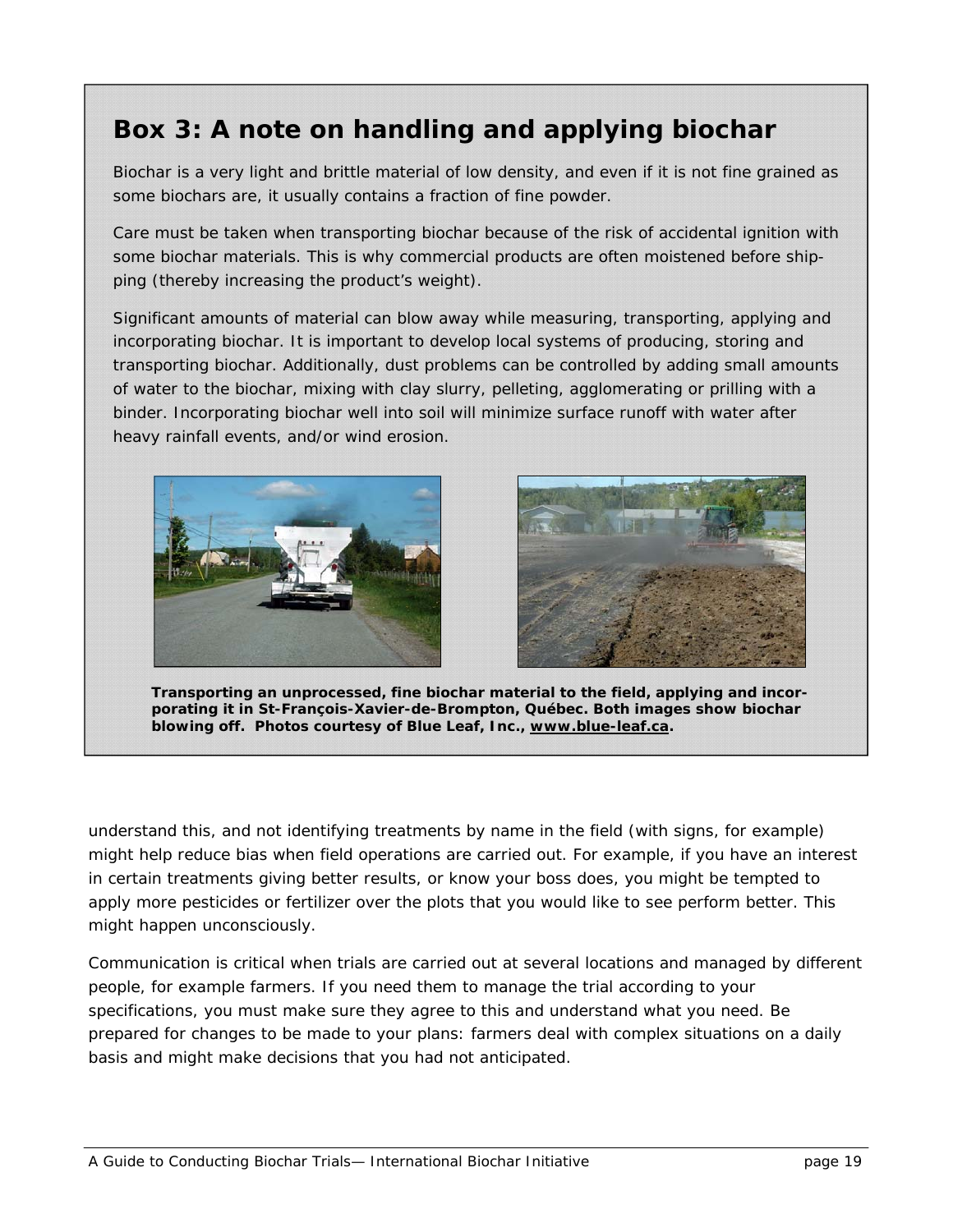## Box 3: A note on handling and applying biochar

Biochar is a very light and brittle material of low density, and even if it is not fine grained as some biochars are, it usually contains a fraction of fine powder.

Care must be taken when transporting biochar because of the risk of accidental ignition with some biochar materials. This is why commercial products are often moistened before shipping (thereby increasing the product's weight).

Significant amounts of material can blow away while measuring, transporting, applying and incorporating biochar. It is important to develop local systems of producing, storing and transporting biochar. Additionally, dust problems can be controlled by adding small amounts of water to the biochar, mixing with clay slurry, pelleting, agglomerating or prilling with a binder. Incorporating biochar well into soil will minimize surface runoff with water after heavy rainfall events, and/or wind erosion.

**Transporting an unprocessed, fine biochar material to the field, applying and incorporating it in St-François-Xavier-de-Brompton, Québec. Both images show biochar blowing off. Photos courtesy of Blue Leaf, Inc., www.blue-leaf.ca.**

understand this, and not identifying treatments by name in the field (with signs, for example) might help reduce bias when field operations are carried out. For example, if you have an interest in certain treatments giving better results, or know your boss does, you might be tempted to apply more pesticides or fertilizer over the plots that you would like to see perform better. This might happen unconsciously.

Communication is critical when trials are carried out at several locations and managed by different people, for example farmers. If you need them to manage the trial according to your specifications, you must make sure they agree to this and understand what you need. Be prepared for changes to be made to your plans: farmers deal with complex situations on a daily basis and might make decisions that you had not anticipated.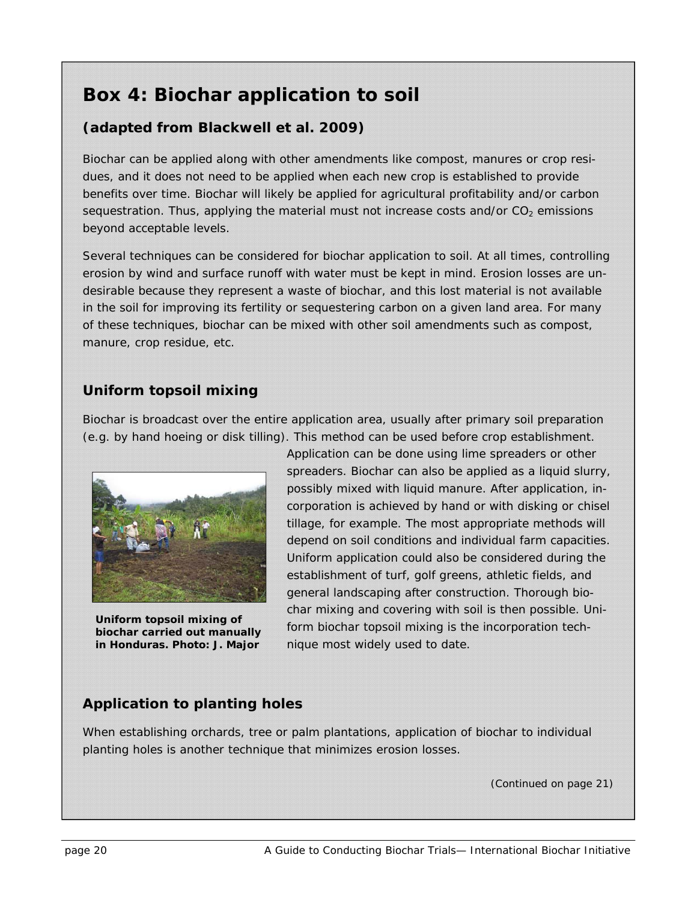# Box 4: Biochar application to soil

### (adapted from Blackwell et al. 2009)

Biochar can be applied along with other amendments like compost, manures or crop residues, and it does not need to be applied when each new crop is established to provide benefits over time. Biochar will likely be applied for agricultural profitability and/or carbon sequestration. Thus, applying the material must not increase costs and/or $CO_2$ emissions beyond acceptable levels.

Several techniques can be considered for biochar application to soil. At all times, controlling erosion by wind and surface runoff with water must be kept in mind. Erosion losses are undesirable because they represent a waste of biochar, and this lost material is not available in the soil for improving its fertility or sequestering carbon on a given land area. For many of these techniques, biochar can be mixed with other soil amendments such as compost, manure, crop residue, etc.

## Uniform topsoil mixing

Biochar is broadcast over the entire application area, usually after primary soil preparation (e.g. by hand hoeing or disk tilling). This method can be used before crop establishment. Application can be done using lime spreaders or other spreaders. Biochar can also be applied as a liquid slurry, possibly mixed with liquid manure. After application, incorporation is achieved by hand or with disking or chisel tillage, for example. The most appropriate methods will depend on soil conditions and individual farm capacities. Uniform application could also be considered during the establishment of turf, golf greens, athletic fields, and general landscaping after construction. Thorough biochar mixing and covering with soil is then possible. Uniform biochar topsoil mixing is the incorporation technique most widely used to date.

**Uniform topsoil mixing of biochar carried out manually in Honduras. Photo: J. Major**

## Application to planting holes

When establishing orchards, tree or palm plantations, application of biochar to individual planting holes is another technique that minimizes erosion losses.

*(Continued on page 21)*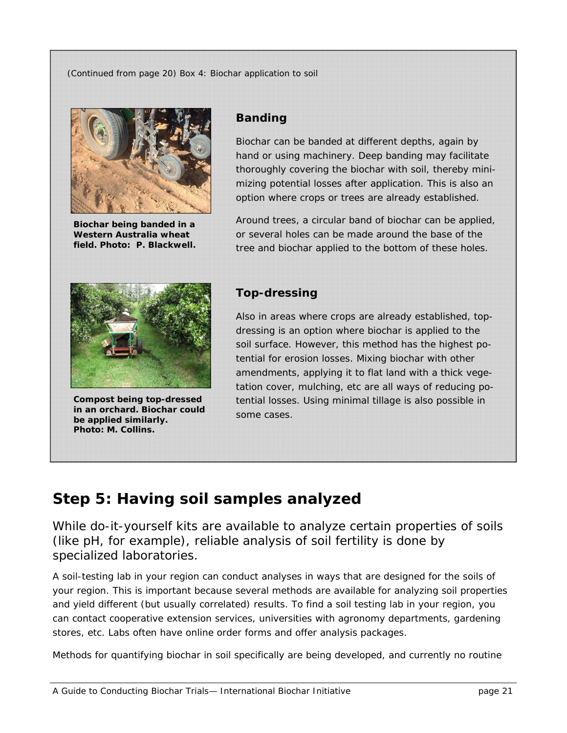(Continued from page 20) Box 4: Biochar application to soil

### Banding

Biochar can be banded at different depths, again by hand or using machinery. Deep banding may facilitate thoroughly covering the biochar with soil, thereby minimizing potential losses after application. This is also an option where crops or trees are already established.

Around trees, a circular band of biochar can be applied, or several holes can be made around the base of the tree and biochar applied to the bottom of these holes.

**Biochar being banded in a Western Australia wheat field. Photo: P. Blackwell.**

### Top-dressing

Also in areas where crops are already established, top-dressing is an option where biochar is applied to the soil surface. However, this method has the highest potential for erosion losses. Mixing biochar with other amendments, applying it to flat land with a thick vegetation cover, mulching, etc are all ways of reducing potential losses. Using minimal tillage is also possible in some cases.

**Compost being top-dressed in an orchard. Biochar could be applied similarly. Photo: M. Collins.**

## Step 5: Having soil samples analyzed

While do-it-yourself kits are available to analyze certain properties of soils (like pH, for example), reliable analysis of soil fertility is done by specialized laboratories.

A soil-testing lab in your region can conduct analyses in ways that are designed for the soils of your region. This is important because several methods are available for analyzing soil properties and yield different (but usually correlated) results. To find a soil testing lab in your region, you can contact cooperative extension services, universities with agronomy departments, gardening stores, etc. Labs often have online order forms and offer analysis packages.

Methods for quantifying biochar in soil specifically are being developed, and currently no routine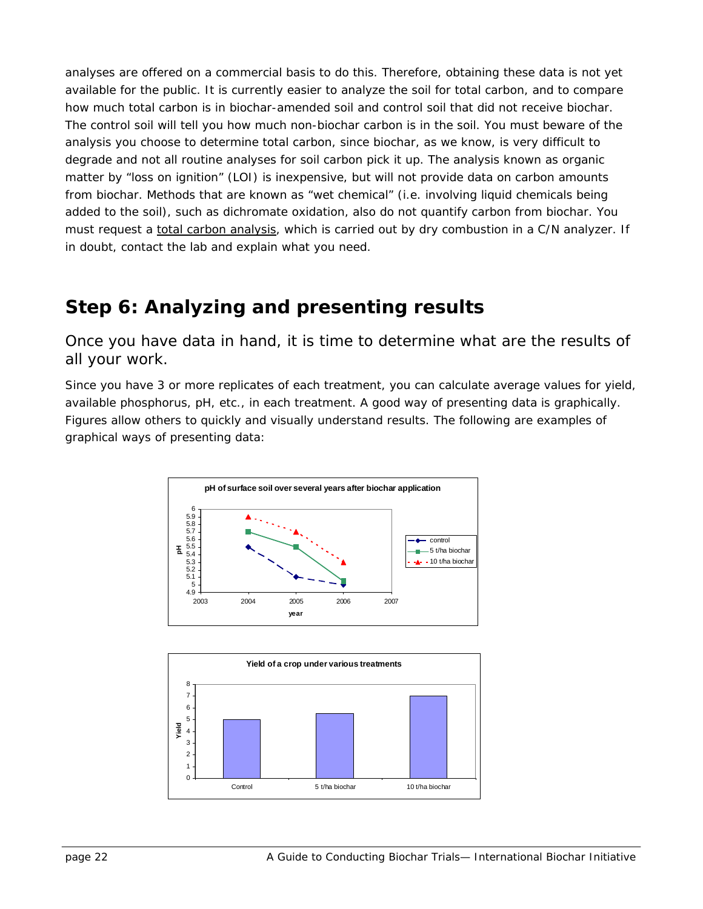analyses are offered on a commercial basis to do this. Therefore, obtaining these data is not yet available for the public. It is currently easier to analyze the soil for total carbon, and to compare how much total carbon is in biochar-amended soil and control soil that did not receive biochar. The control soil will tell you how much non-biochar carbon is in the soil. You must beware of the analysis you choose to determine total carbon, since biochar, as we know, is very difficult to degrade and not all routine analyses for soil carbon pick it up. The analysis known as organic matter by "loss on ignition" (LOI) is inexpensive, but will not provide data on carbon amounts from biochar. Methods that are known as "wet chemical" (i.e. involving liquid chemicals being added to the soil), such as dichromate oxidation, also do not quantify carbon from biochar. You must request a total carbon analysis, which is carried out by dry combustion in a C/N analyzer. If in doubt, contact the lab and explain what you need.

## Step 6: Analyzing and presenting results

### Once you have data in hand, it is time to determine what are the results of all your work.

Since you have 3 or more replicates of each treatment, you can calculate average values for yield, available phosphorus, pH, etc., in each treatment. A good way of presenting data is graphically. Figures allow others to quickly and visually understand results. The following are examples of graphical ways of presenting data:

**pH of surface soil over several years after biochar application**

| year | control | 5 t/ha biochar | 10 t/ha biochar |
|---|---|---|---|
| 2004 | 5.5 | 5.7 | 5.9 |
| 2005 | 5.1 | 5.5 | 5.7 |
| 2006 | 5.0 | 5.05 | 5.3 |

**Yield of a crop under various treatments**

| Treatment | Yield |
|---|---|
| Control | 5 |
| 5 t/ha biochar | 5.5 |
| 10 t/ha biochar | 7 |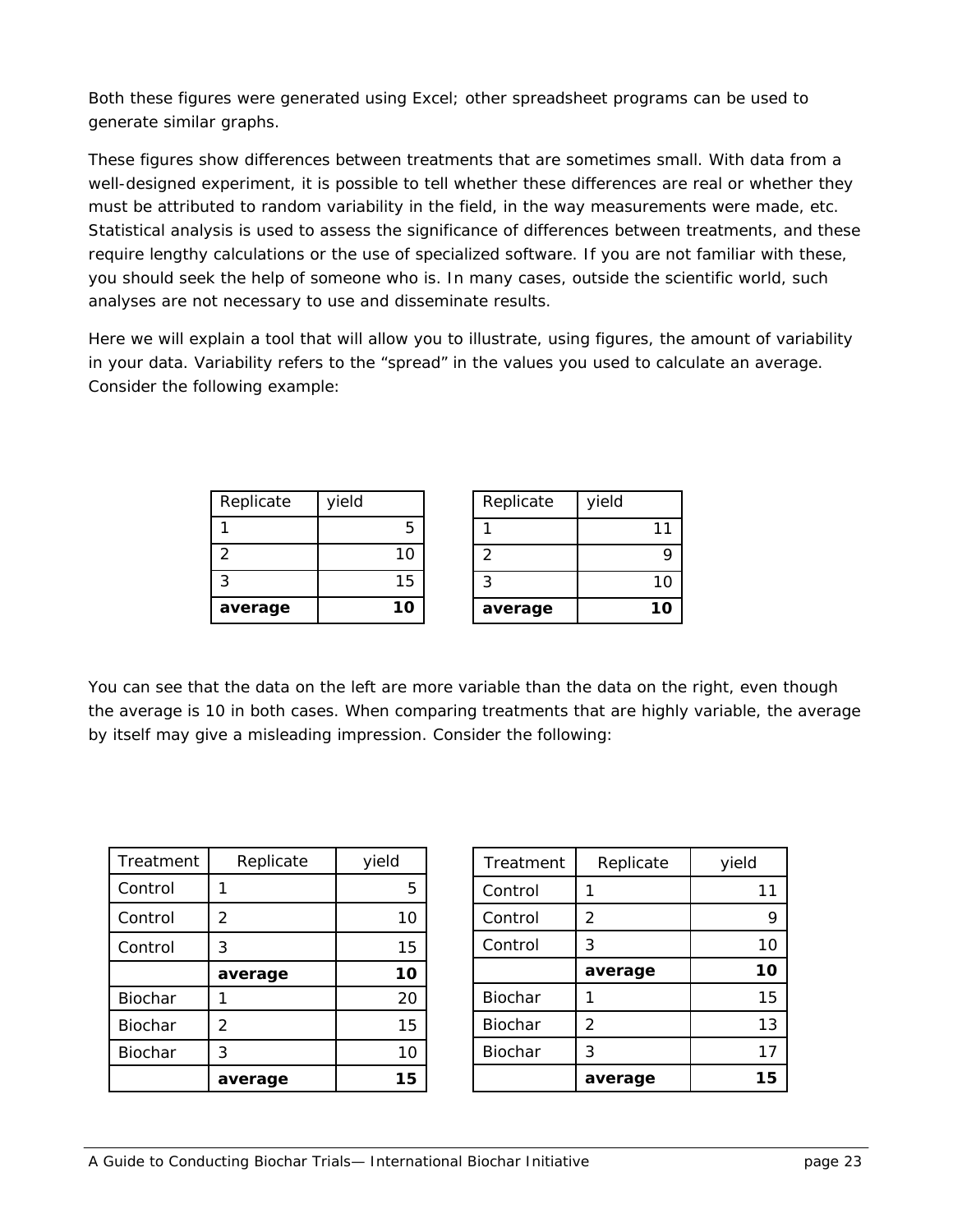Both these figures were generated using Excel; other spreadsheet programs can be used to generate similar graphs.

These figures show differences between treatments that are sometimes small. With data from a well-designed experiment, it is possible to tell whether these differences are real or whether they must be attributed to random variability in the field, in the way measurements were made, etc. Statistical analysis is used to assess the significance of differences between treatments, and these require lengthy calculations or the use of specialized software. If you are not familiar with these, you should seek the help of someone who is. In many cases, outside the scientific world, such analyses are not necessary to use and disseminate results.

Here we will explain a tool that will allow you to illustrate, using figures, the amount of variability in your data. Variability refers to the “spread” in the values you used to calculate an average. Consider the following example:

| Replicate | yield |
|---|---|
| 1 | 5 |
| 2 | 10 |
| 3 | 15 |
| **average** | **10** |

| Replicate | yield |
|---|---|
| 1 | 11 |
| 2 | 9 |
| 3 | 10 |
| **average** | **10** |

You can see that the data on the left are more variable than the data on the right, even though the average is 10 in both cases. When comparing treatments that are highly variable, the average by itself may give a misleading impression. Consider the following:

| Treatment | Replicate | yield |
|---|---|---|
| Control | 1 | 5 |
| Control | 2 | 10 |
| Control | 3 | 15 |
| | **average** | **10** |
| Biochar | 1 | 20 |
| Biochar | 2 | 15 |
| Biochar | 3 | 10 |
| | **average** | **15** |

| Treatment | Replicate | yield |
|---|---|---|
| Control | 1 | 11 |
| Control | 2 | 9 |
| Control | 3 | 10 |
| | **average** | **10** |
| Biochar | 1 | 15 |
| Biochar | 2 | 13 |
| Biochar | 3 | 17 |
| | **average** | **15** |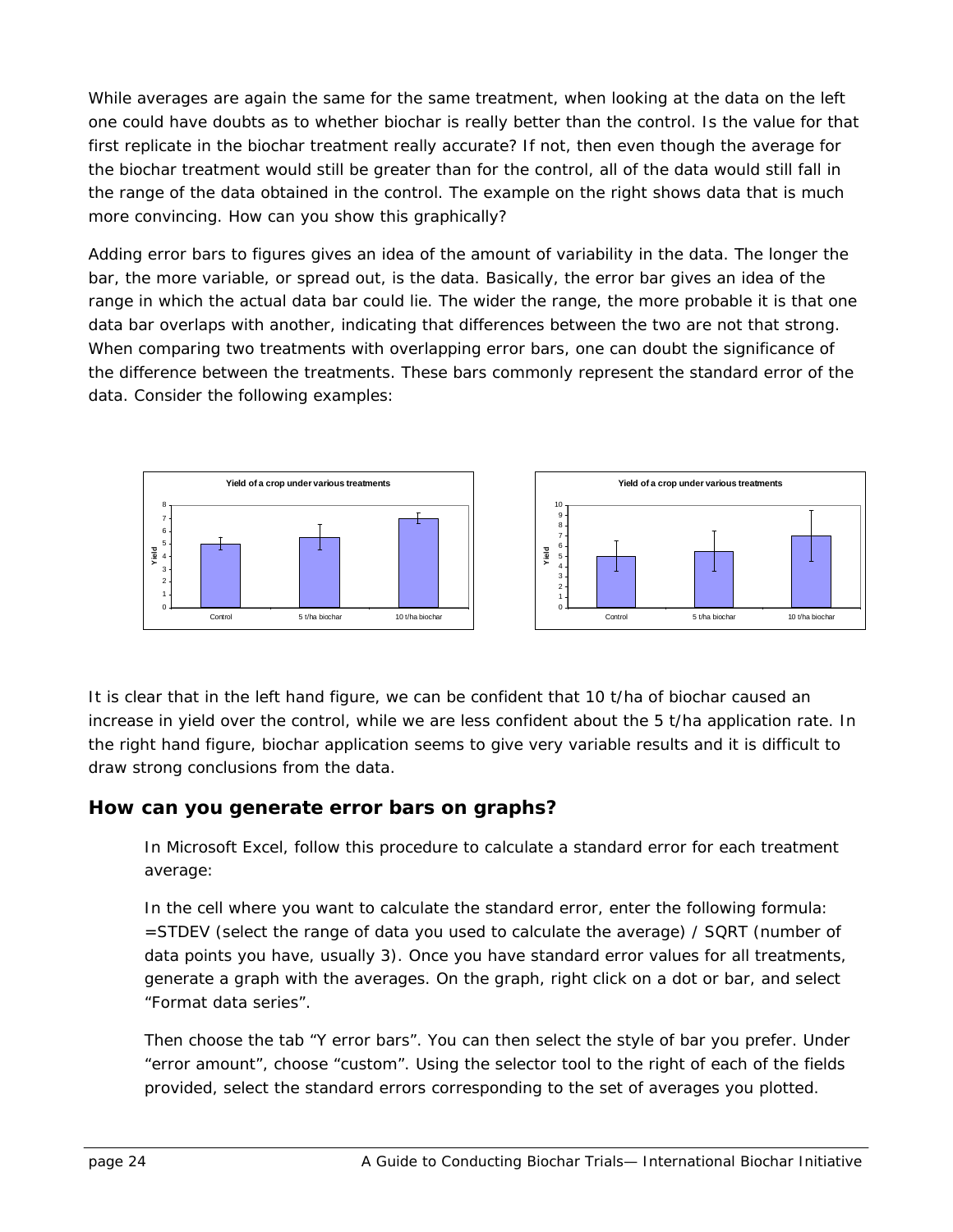While averages are again the same for the same treatment, when looking at the data on the left one could have doubts as to whether biochar is really better than the control. Is the value for that first replicate in the biochar treatment really accurate? If not, then even though the average for the biochar treatment would still be greater than for the control, all of the data would still fall in the range of the data obtained in the control. The example on the right shows data that is much more convincing. How can you show this graphically?

Adding error bars to figures gives an idea of the amount of variability in the data. The longer the bar, the more variable, or spread out, is the data. Basically, the error bar gives an idea of the range in which the actual data bar could lie. The wider the range, the more probable it is that one data bar overlaps with another, indicating that differences between the two are not that strong. When comparing two treatments with overlapping error bars, one can doubt the significance of the difference between the treatments. These bars commonly represent the standard error of the data. Consider the following examples:

It is clear that in the left hand figure, we can be confident that 10 t/ha of biochar caused an increase in yield over the control, while we are less confident about the 5 t/ha application rate. In the right hand figure, biochar application seems to give very variable results and it is difficult to draw strong conclusions from the data.

## How can you generate error bars on graphs?

In Microsoft Excel, follow this procedure to calculate a standard error for each treatment average:

In the cell where you want to calculate the standard error, enter the following formula: =STDEV (select the range of data you used to calculate the average) / SQRT (number of data points you have, usually 3). Once you have standard error values for all treatments, generate a graph with the averages. On the graph, right click on a dot or bar, and select "Format data series".

Then choose the tab "Y error bars". You can then select the style of bar you prefer. Under "error amount", choose "custom". Using the selector tool to the right of each of the fields provided, select the standard errors corresponding to the set of averages you plotted.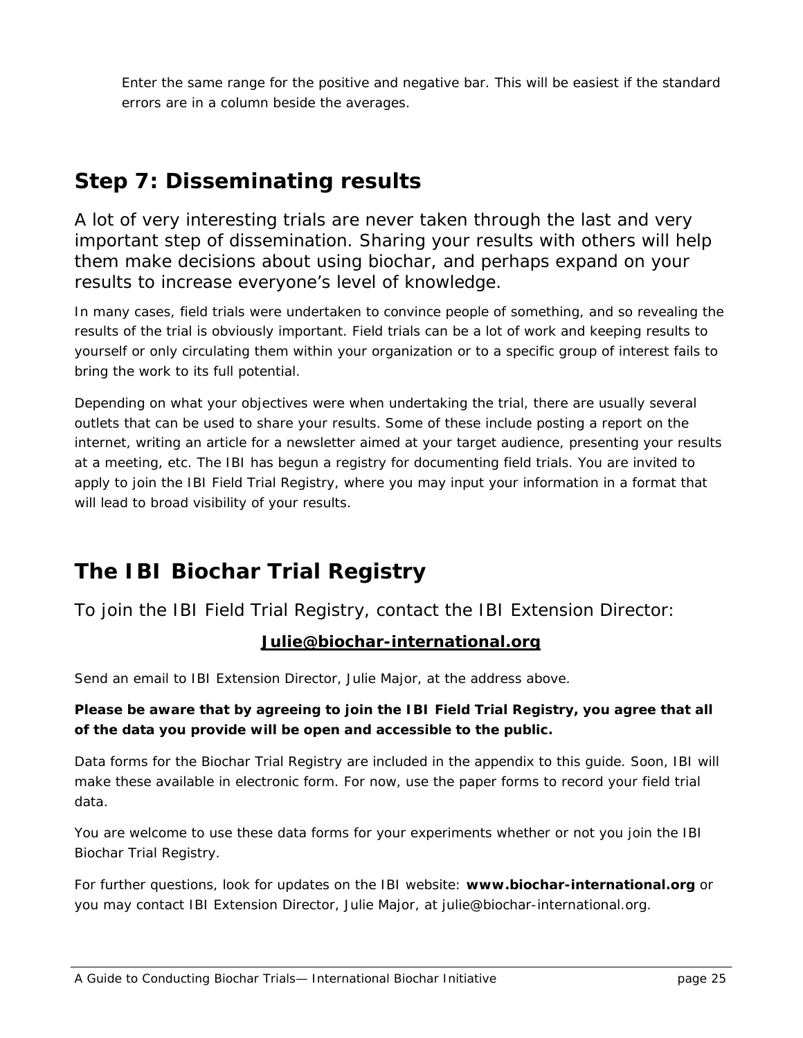Enter the same range for the positive and negative bar. This will be easiest if the standard errors are in a column beside the averages.

## Step 7: Disseminating results

A lot of very interesting trials are never taken through the last and very important step of dissemination. Sharing your results with others will help them make decisions about using biochar, and perhaps expand on your results to increase everyone's level of knowledge.

In many cases, field trials were undertaken to convince people of something, and so revealing the results of the trial is obviously important. Field trials can be a lot of work and keeping results to yourself or only circulating them within your organization or to a specific group of interest fails to bring the work to its full potential.

Depending on what your objectives were when undertaking the trial, there are usually several outlets that can be used to share your results. Some of these include posting a report on the internet, writing an article for a newsletter aimed at your target audience, presenting your results at a meeting, etc. The IBI has begun a registry for documenting field trials. You are invited to apply to join the IBI Field Trial Registry, where you may input your information in a format that will lead to broad visibility of your results.

## The IBI Biochar Trial Registry

To join the IBI Field Trial Registry, contact the IBI Extension Director:

**Julie@biochar-international.org**

Send an email to IBI Extension Director, Julie Major, at the address above.

**Please be aware that by agreeing to join the IBI Field Trial Registry, you agree that all of the data you provide will be open and accessible to the public.**

Data forms for the Biochar Trial Registry are included in the appendix to this guide. Soon, IBI will make these available in electronic form. For now, use the paper forms to record your field trial data.

You are welcome to use these data forms for your experiments whether or not you join the IBI Biochar Trial Registry.

For further questions, look for updates on the IBI website: **www.biochar-international.org** or you may contact IBI Extension Director, Julie Major, at julie@biochar-international.org.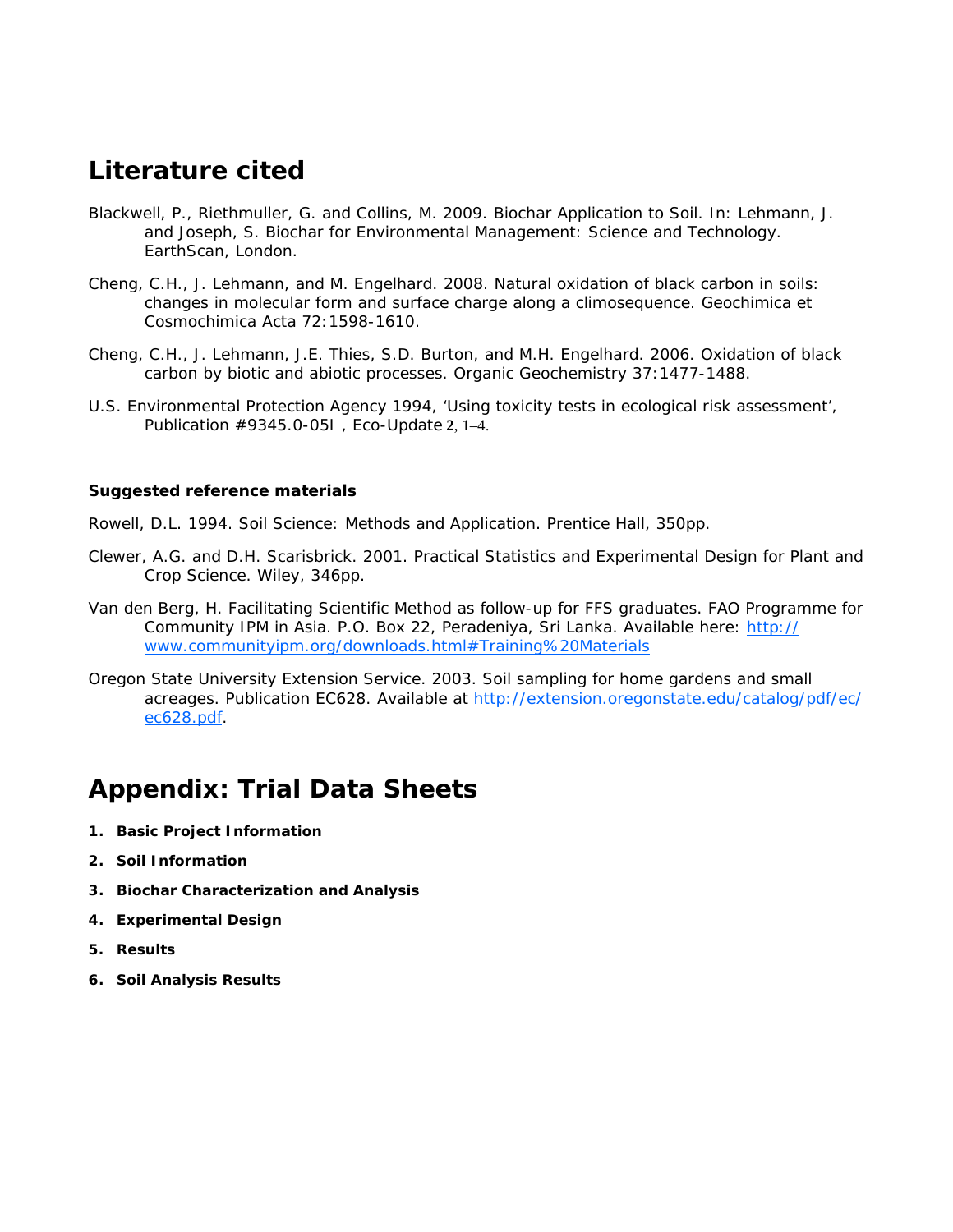## Literature cited

Blackwell, P., Riethmuller, G. and Collins, M. 2009. Biochar Application to Soil. In: Lehmann, J. and Joseph, S. Biochar for Environmental Management: Science and Technology. EarthScan, London.

Cheng, C.H., J. Lehmann, and M. Engelhard. 2008. Natural oxidation of black carbon in soils: changes in molecular form and surface charge along a climosequence. Geochimica et Cosmochimica Acta 72:1598-1610.

Cheng, C.H., J. Lehmann, J.E. Thies, S.D. Burton, and M.H. Engelhard. 2006. Oxidation of black carbon by biotic and abiotic processes. Organic Geochemistry 37:1477-1488.

U.S. Environmental Protection Agency 1994, 'Using toxicity tests in ecological risk assessment', Publication #9345.0-05I , Eco-Update **2**, 1–4.

**Suggested reference materials**

Rowell, D.L. 1994. Soil Science: Methods and Application. Prentice Hall, 350pp.

Clewer, A.G. and D.H. Scarisbrick. 2001. Practical Statistics and Experimental Design for Plant and Crop Science. Wiley, 346pp.

Van den Berg, H. Facilitating Scientific Method as follow-up for FFS graduates. FAO Programme for Community IPM in Asia. P.O. Box 22, Peradeniya, Sri Lanka. Available here: [http://www.communityipm.org/downloads.html#Training%20Materials](http://www.communityipm.org/downloads.html#Training%20Materials)

Oregon State University Extension Service. 2003. Soil sampling for home gardens and small acreages. Publication EC628. Available at [http://extension.oregonstate.edu/catalog/pdf/ec/ec628.pdf](http://extension.oregonstate.edu/catalog/pdf/ec/ec628.pdf).

## Appendix: Trial Data Sheets

1. **Basic Project Information**
2. **Soil Information**
3. **Biochar Characterization and Analysis**
4. **Experimental Design**
5. **Results**
6. **Soil Analysis Results**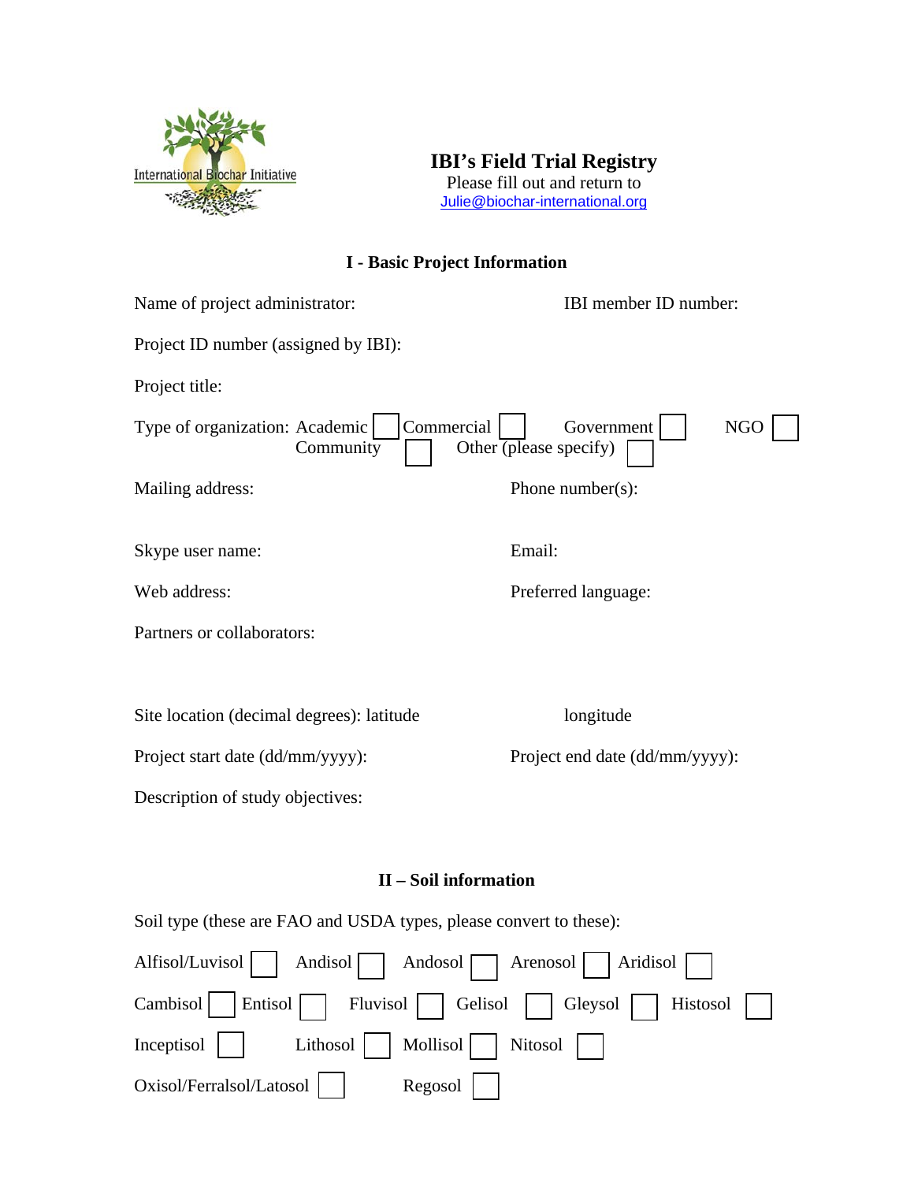International Biochar Initiative

# IBI's Field Trial Registry

Please fill out and return to
Julie@biochar-international.org

## I - Basic Project Information

Name of project administrator: IBI member ID number:

Project ID number (assigned by IBI):

Project title:

Type of organization: Academic ☐ Commercial ☐ Government ☐ NGO ☐ Community ☐ Other (please specify) ☐

Mailing address: Phone number(s):

Skype user name: Email:

Web address: Preferred language:

Partners or collaborators:

Site location (decimal degrees): latitude longitude

Project start date (dd/mm/yyyy): Project end date (dd/mm/yyyy):

Description of study objectives:

## II – Soil information

Soil type (these are FAO and USDA types, please convert to these):

Alfisol/Luvisol ☐ Andisol ☐ Andosol ☐ Arenosol ☐ Aridisol ☐

Cambisol ☐ Entisol ☐ Fluvisol ☐ Gelisol ☐ Gleysol ☐ Histosol ☐

Inceptisol ☐ Lithosol ☐ Mollisol ☐ Nitosol ☐

Oxisol/Ferralsol/Latosol ☐ Regosol ☐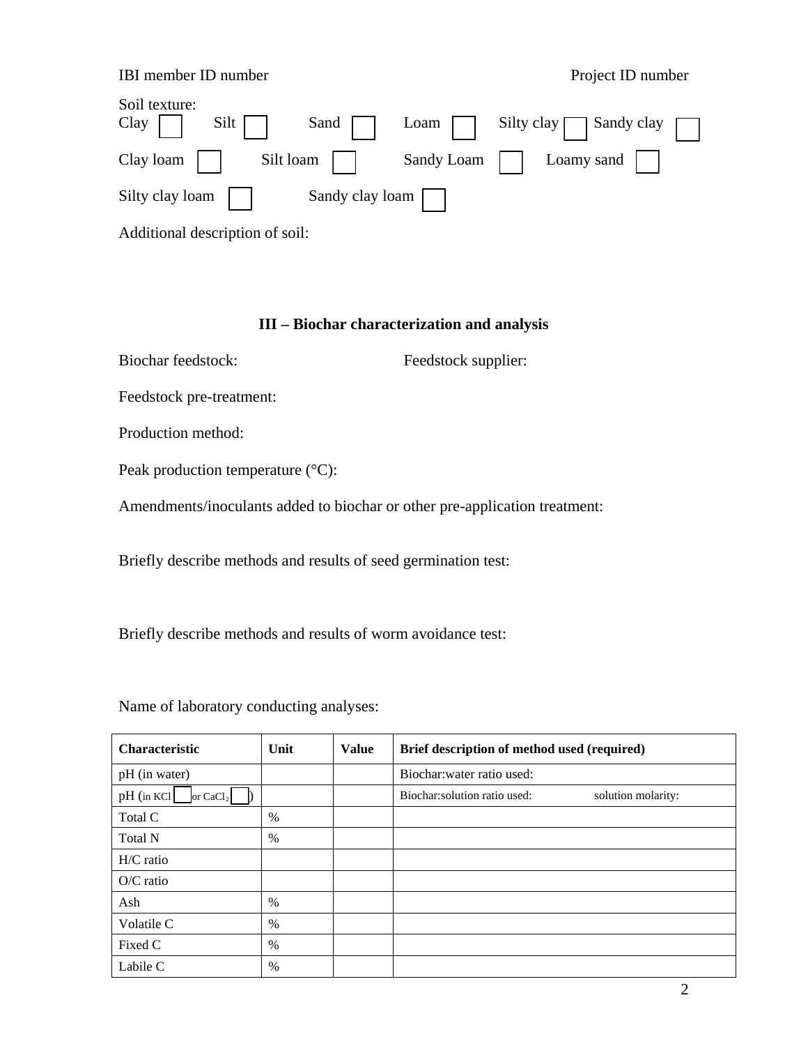IBI member ID number Project ID number

Soil texture:

Clay ☐ Silt ☐ Sand ☐ Loam ☐ Silty clay ☐ Sandy clay ☐

Clay loam ☐ Silt loam ☐ Sandy Loam ☐ Loamy sand ☐

Silty clay loam ☐ Sandy clay loam ☐

Additional description of soil:

## III – Biochar characterization and analysis

Biochar feedstock: Feedstock supplier:

Feedstock pre-treatment:

Production method:

Peak production temperature (°C):

Amendments/inoculants added to biochar or other pre-application treatment:

Briefly describe methods and results of seed germination test:

Briefly describe methods and results of worm avoidance test:

Name of laboratory conducting analyses:

| Characteristic | Unit | Value | Brief description of method used (required) |
|---|---|---|---|
| pH (in water) | | | Biochar:water ratio used: |
| pH (in KCl ☐ or $CaCl_2$ ☐) | | | Biochar:solution ratio used: solution molarity: |
| Total C | % | | |
| Total N | % | | |
| H/C ratio | | | |
| O/C ratio | | | |
| Ash | % | | |
| Volatile C | % | | |
| Fixed C | % | | |
| Labile C | % | | |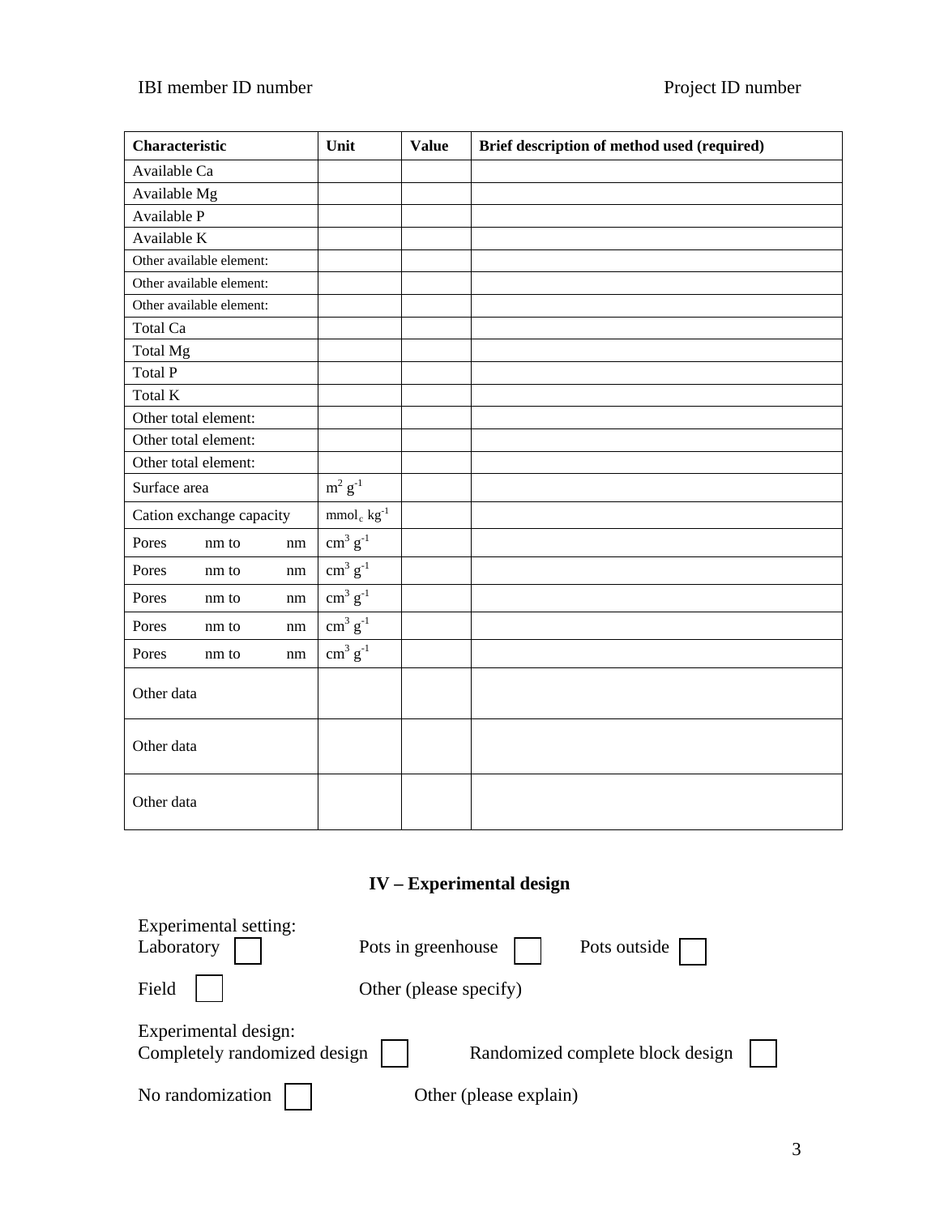IBI member ID number                                                                                    Project ID number

| Characteristic | Unit | Value | Brief description of method used (required) |
|---|---|---|---|
| Available Ca | | | |
| Available Mg | | | |
| Available P | | | |
| Available K | | | |
| Other available element: | | | |
| Other available element: | | | |
| Other available element: | | | |
| Total Ca | | | |
| Total Mg | | | |
| Total P | | | |
| Total K | | | |
| Other total element: | | | |
| Other total element: | | | |
| Other total element: | | | |
| Surface area | $m^2\ g^{-1}$ | | |
| Cation exchange capacity | $mmol_c\ kg^{-1}$ | | |
| Pores nm to nm | $cm^3\ g^{-1}$ | | |
| Pores nm to nm | $cm^3\ g^{-1}$ | | |
| Pores nm to nm | $cm^3\ g^{-1}$ | | |
| Pores nm to nm | $cm^3\ g^{-1}$ | | |
| Pores nm to nm | $cm^3\ g^{-1}$ | | |
| Other data | | | |
| Other data | | | |
| Other data | | | |

## IV – Experimental design

Experimental setting:
Laboratory ☐    Pots in greenhouse ☐    Pots outside ☐

Field ☐    Other (please specify)

Experimental design:
Completely randomized design ☐    Randomized complete block design ☐

No randomization ☐    Other (please explain)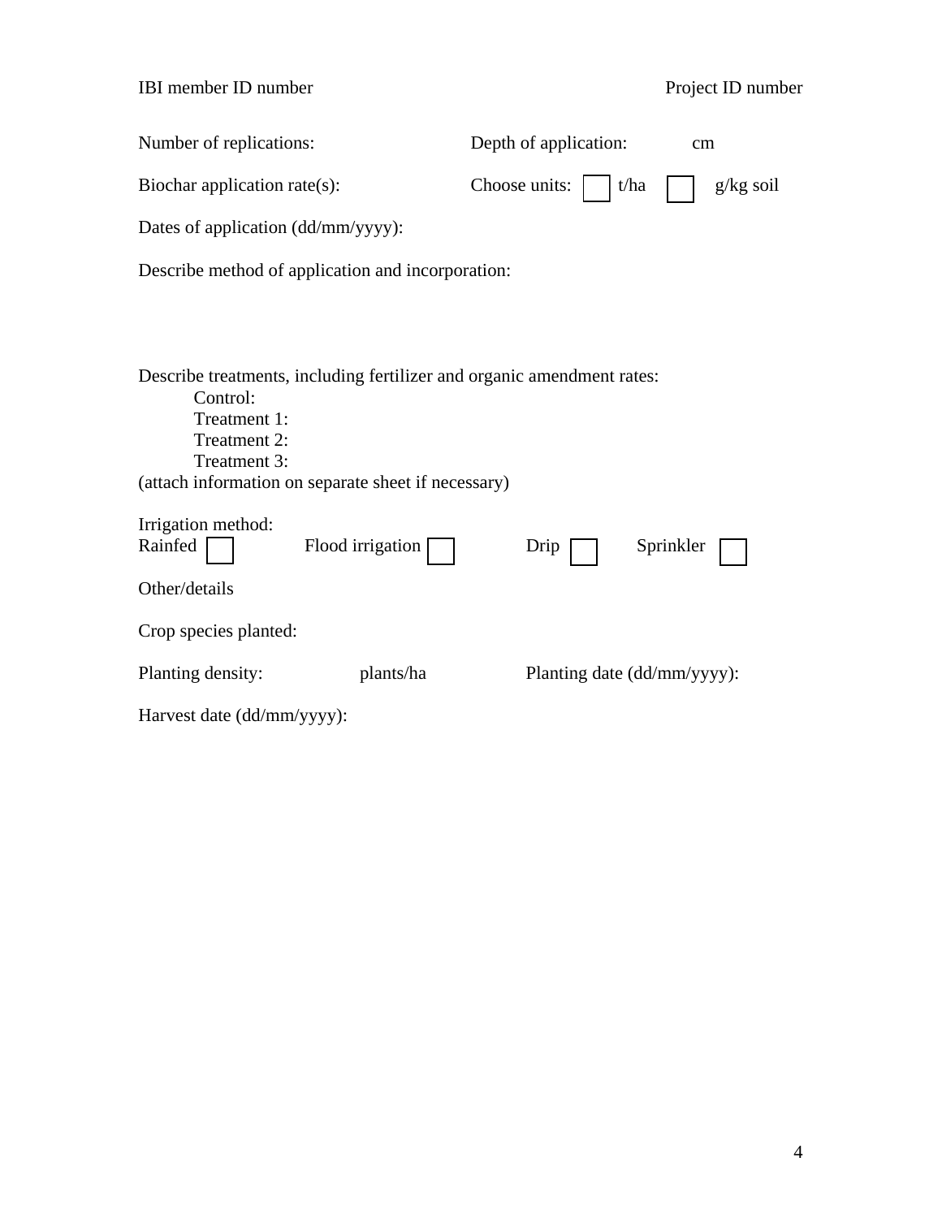IBI member ID number Project ID number

Number of replications: Depth of application: cm

Biochar application rate(s): Choose units: ☐ t/ha ☐ g/kg soil

Dates of application (dd/mm/yyyy):

Describe method of application and incorporation:

Describe treatments, including fertilizer and organic amendment rates:

- Control:
- Treatment 1:
- Treatment 2:
- Treatment 3:

(attach information on separate sheet if necessary)

Irrigation method:

Rainfed ☐ Flood irrigation ☐ Drip ☐ Sprinkler ☐

Other/details

Crop species planted:

Planting density: plants/ha Planting date (dd/mm/yyyy):

Harvest date (dd/mm/yyyy):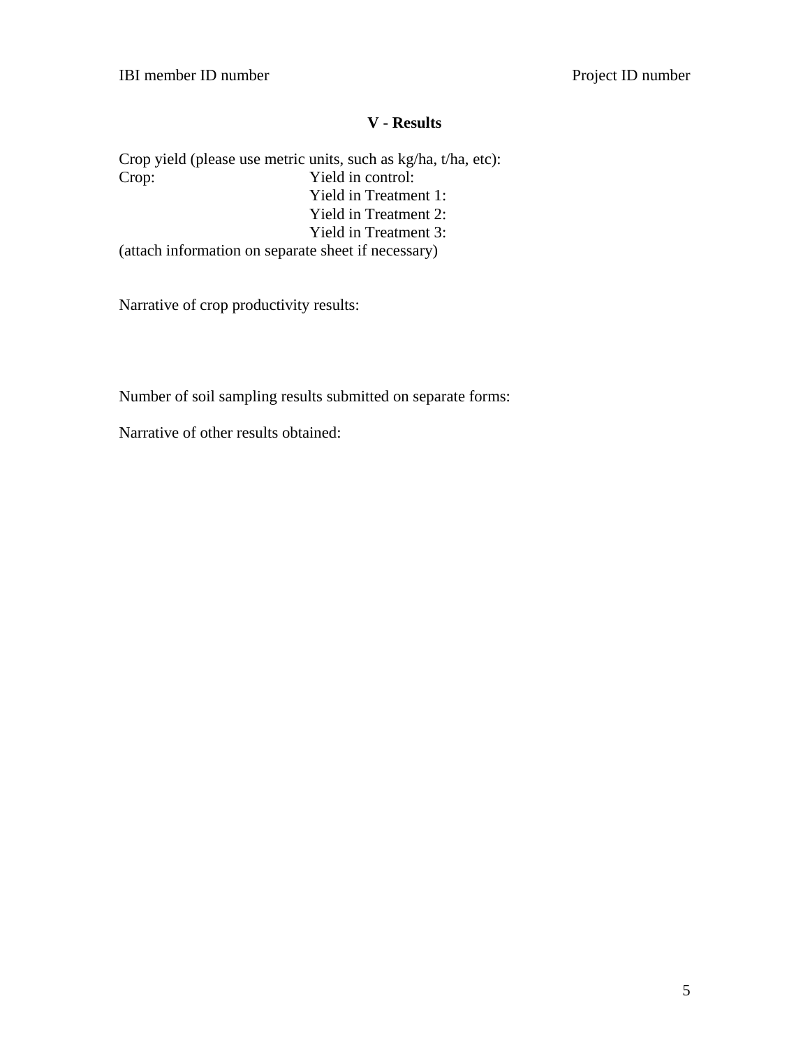## V - Results

Crop yield (please use metric units, such as kg/ha, t/ha, etc):

Crop: Yield in control:

Yield in Treatment 1:

Yield in Treatment 2:

Yield in Treatment 3:

(attach information on separate sheet if necessary)

Narrative of crop productivity results:

Number of soil sampling results submitted on separate forms:

Narrative of other results obtained: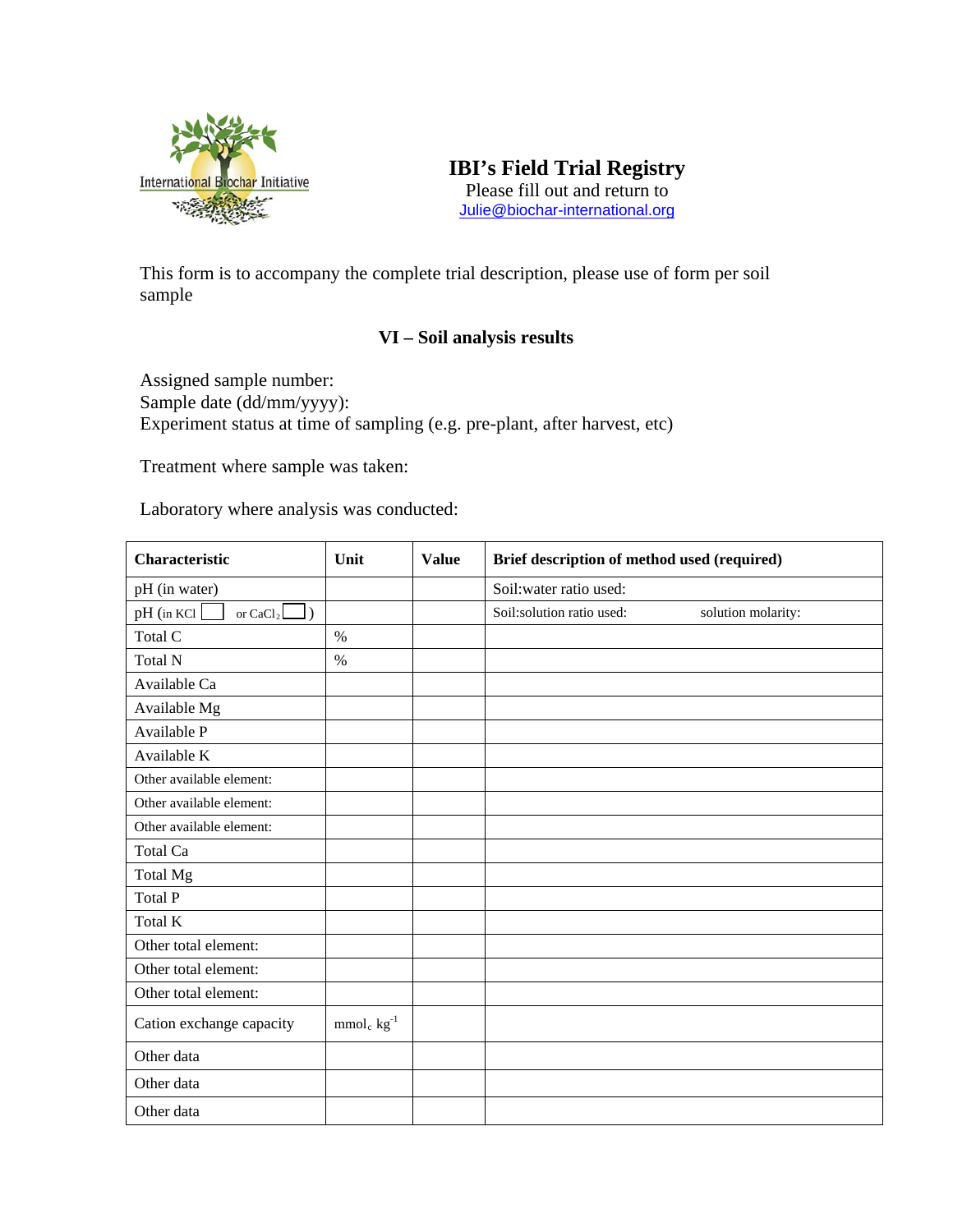International Biochar Initiative

**IBI's Field Trial Registry**
Please fill out and return to
Julie@biochar-international.org

This form is to accompany the complete trial description, please use of form per soil sample

## VI – Soil analysis results

Assigned sample number:
Sample date (dd/mm/yyyy):
Experiment status at time of sampling (e.g. pre-plant, after harvest, etc)

Treatment where sample was taken:

Laboratory where analysis was conducted:

| Characteristic | Unit | Value | Brief description of method used (required) |
|---|---|---|---|
| pH (in water) | | | Soil:water ratio used: |
| pH (in KCl ☐ or $CaCl_2$ ☐ ) | | | Soil:solution ratio used: solution molarity: |
| Total C | % | | |
| Total N | % | | |
| Available Ca | | | |
| Available Mg | | | |
| Available P | | | |
| Available K | | | |
| Other available element: | | | |
| Other available element: | | | |
| Other available element: | | | |
| Total Ca | | | |
| Total Mg | | | |
| Total P | | | |
| Total K | | | |
| Other total element: | | | |
| Other total element: | | | |
| Other total element: | | | |
| Cation exchange capacity | $mmol_c\ kg^{-1}$ | | |
| Other data | | | |
| Other data | | | |
| Other data | | | |